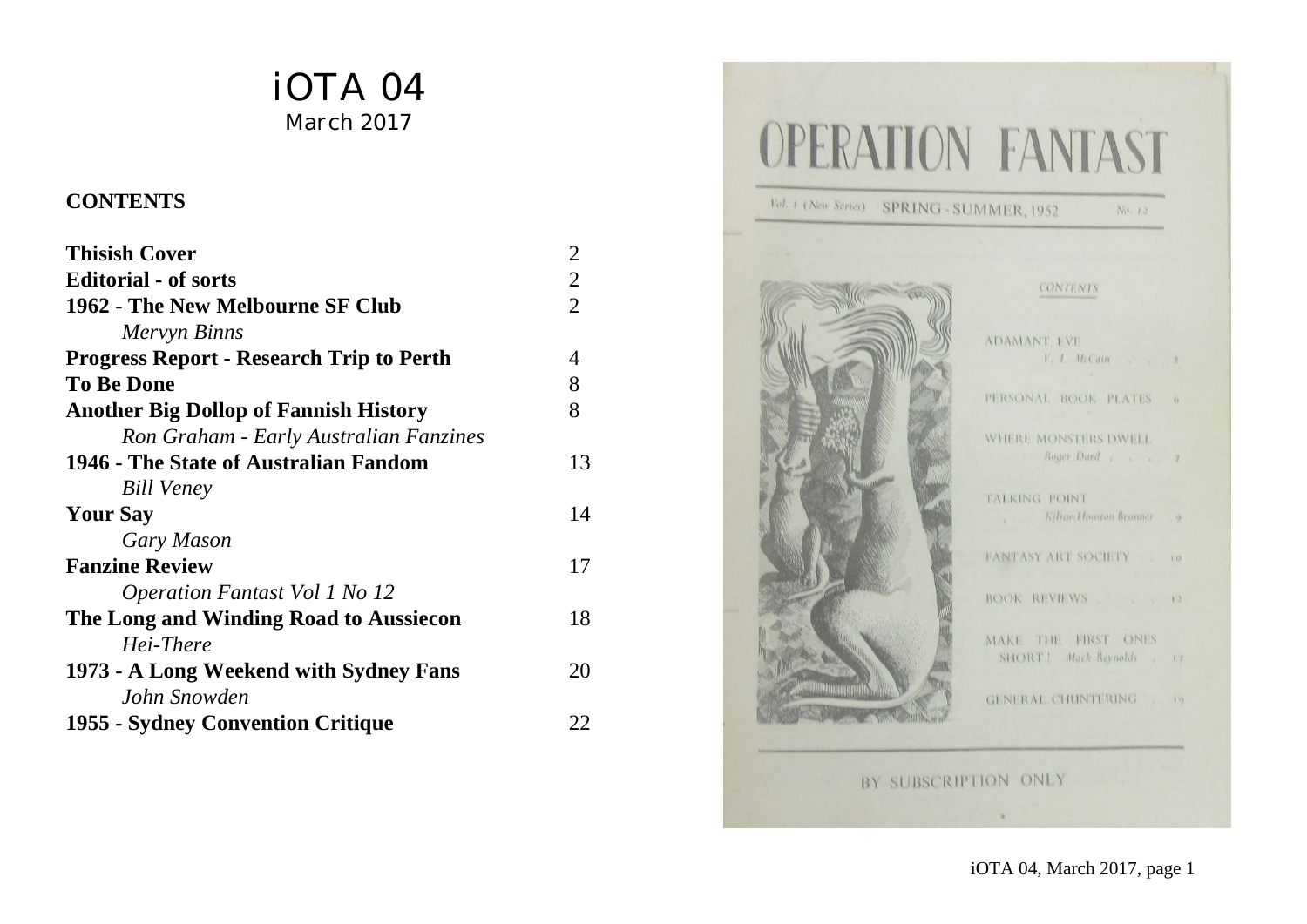# iOTA 04
March 2017

## CONTENTS

| | |
|---|---|
| **Thisish Cover** | 2 |
| **Editorial - of sorts** | 2 |
| **1962 - The New Melbourne SF Club** | 2 |
| *Mervyn Binns* | |
| **Progress Report - Research Trip to Perth** | 4 |
| **To Be Done** | 8 |
| **Another Big Dollop of Fannish History** | 8 |
| *Ron Graham - Early Australian Fanzines* | |
| **1946 - The State of Australian Fandom** | 13 |
| *Bill Veney* | |
| **Your Say** | 14 |
| *Gary Mason* | |
| **Fanzine Review** | 17 |
| *Operation Fantast Vol 1 No 12* | |
| **The Long and Winding Road to Aussiecon** | 18 |
| *Hei-There* | |
| **1973 - A Long Weekend with Sydney Fans** | 20 |
| *John Snowden* | |
| **1955 - Sydney Convention Critique** | 22 |

# OPERATION FANTAST

Vol. 1 (New Series) SPRING - SUMMER, 1952 No. 12

CONTENTS

| | |
|---|---|
| ADAMANT EVE *F. L. McCain* | 3 |
| PERSONAL BOOK PLATES | 6 |
| WHERE MONSTERS DWELL *Roger Dard* | 7 |
| TALKING POINT *Kilian Houston Brunner* | 9 |
| FANTASY ART SOCIETY | 10 |
| BOOK REVIEWS | 12 |
| MAKE THE FIRST ONES SHORT! *Mack Reynolds* | 17 |
| GENERAL CHUNTERING | 19 |

BY SUBSCRIPTION ONLY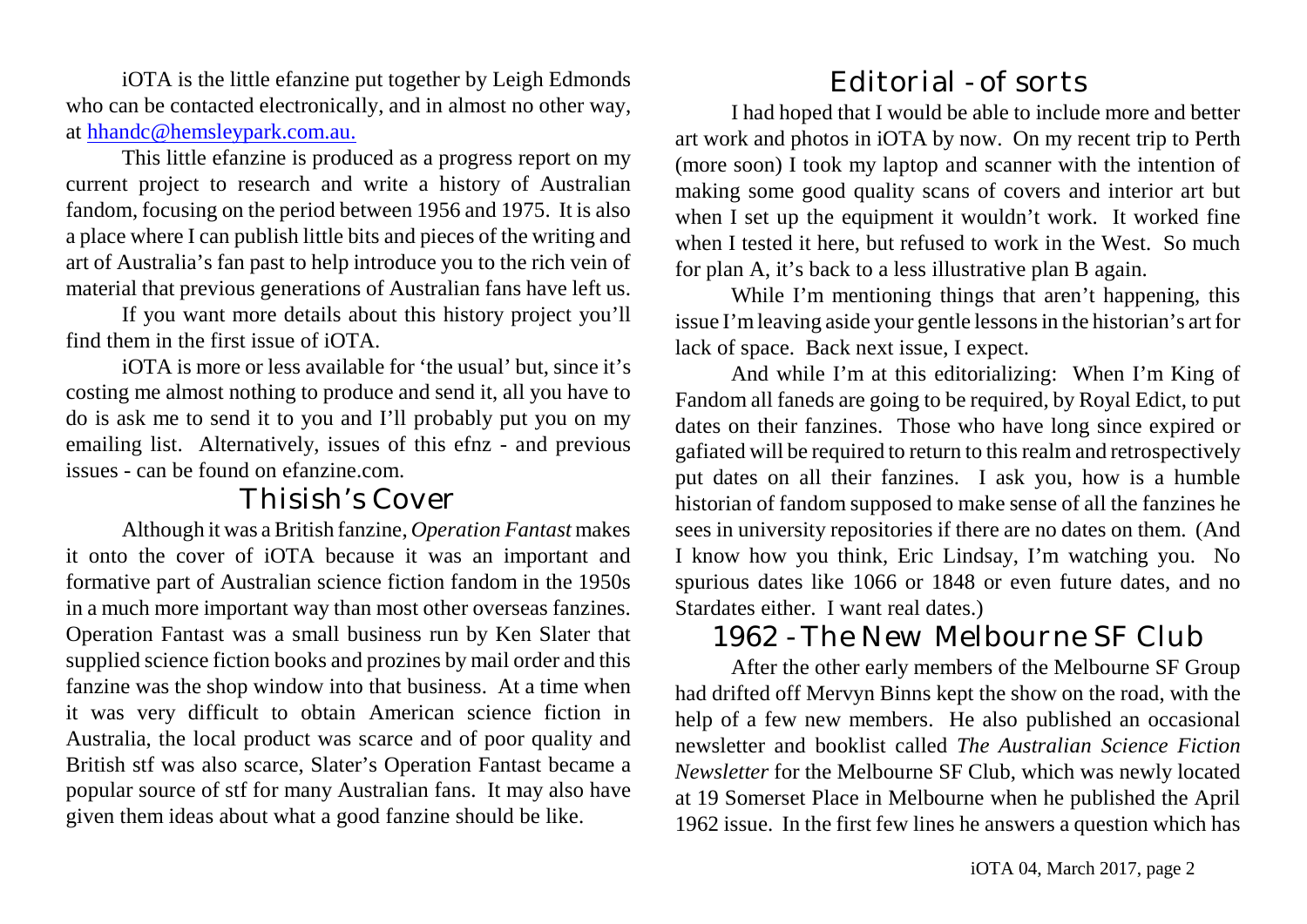iOTA is the little efanzine put together by Leigh Edmonds who can be contacted electronically, and in almost no other way, at [hhandc@hemsleypark.com.au.](mailto:hhandc@hemsleypark.com.au)

This little efanzine is produced as a progress report on my current project to research and write a history of Australian fandom, focusing on the period between 1956 and 1975. It is also a place where I can publish little bits and pieces of the writing and art of Australia's fan past to help introduce you to the rich vein of material that previous generations of Australian fans have left us.

If you want more details about this history project you'll find them in the first issue of iOTA.

iOTA is more or less available for 'the usual' but, since it's costing me almost nothing to produce and send it, all you have to do is ask me to send it to you and I'll probably put you on my emailing list. Alternatively, issues of this efnz - and previous issues - can be found on efanzine.com.

## Thisish's Cover

Although it was a British fanzine, *Operation Fantast* makes it onto the cover of iOTA because it was an important and formative part of Australian science fiction fandom in the 1950s in a much more important way than most other overseas fanzines. Operation Fantast was a small business run by Ken Slater that supplied science fiction books and prozines by mail order and this fanzine was the shop window into that business. At a time when it was very difficult to obtain American science fiction in Australia, the local product was scarce and of poor quality and British stf was also scarce, Slater's Operation Fantast became a popular source of stf for many Australian fans. It may also have given them ideas about what a good fanzine should be like.

## Editorial - of sorts

I had hoped that I would be able to include more and better art work and photos in iOTA by now. On my recent trip to Perth (more soon) I took my laptop and scanner with the intention of making some good quality scans of covers and interior art but when I set up the equipment it wouldn't work. It worked fine when I tested it here, but refused to work in the West. So much for plan A, it's back to a less illustrative plan B again.

While I'm mentioning things that aren't happening, this issue I'm leaving aside your gentle lessons in the historian's art for lack of space. Back next issue, I expect.

And while I'm at this editorializing: When I'm King of Fandom all faneds are going to be required, by Royal Edict, to put dates on their fanzines. Those who have long since expired or gafiated will be required to return to this realm and retrospectively put dates on all their fanzines. I ask you, how is a humble historian of fandom supposed to make sense of all the fanzines he sees in university repositories if there are no dates on them. (And I know how you think, Eric Lindsay, I'm watching you. No spurious dates like 1066 or 1848 or even future dates, and no Stardates either. I want real dates.)

## 1962 - The New Melbourne SF Club

After the other early members of the Melbourne SF Group had drifted off Mervyn Binns kept the show on the road, with the help of a few new members. He also published an occasional newsletter and booklist called *The Australian Science Fiction Newsletter* for the Melbourne SF Club, which was newly located at 19 Somerset Place in Melbourne when he published the April 1962 issue. In the first few lines he answers a question which has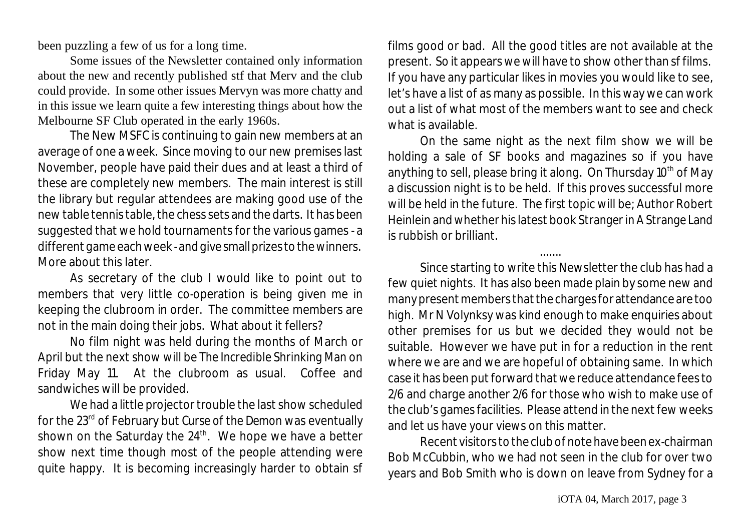been puzzling a few of us for a long time.

Some issues of the Newsletter contained only information about the new and recently published stf that Merv and the club could provide. In some other issues Mervyn was more chatty and in this issue we learn quite a few interesting things about how the Melbourne SF Club operated in the early 1960s.

The New MSFC is continuing to gain new members at an average of one a week. Since moving to our new premises last November, people have paid their dues and at least a third of these are completely new members. The main interest is still the library but regular attendees are making good use of the new table tennis table, the chess sets and the darts. It has been suggested that we hold tournaments for the various games - a different game each week - and give small prizes to the winners. More about this later.

As secretary of the club I would like to point out to members that very little co-operation is being given me in keeping the clubroom in order. The committee members are not in the main doing their jobs. What about it fellers?

No film night was held during the months of March or April but the next show will be The Incredible Shrinking Man on Friday May 11. At the clubroom as usual. Coffee and sandwiches will be provided.

We had a little projector trouble the last show scheduled for the 23rd of February but Curse of the Demon was eventually shown on the Saturday the 24th. We hope we have a better show next time though most of the people attending were quite happy. It is becoming increasingly harder to obtain sf films good or bad. All the good titles are not available at the present. So it appears we will have to show other than sf films. If you have any particular likes in movies you would like to see, let's have a list of as many as possible. In this way we can work out a list of what most of the members want to see and check what is available.

On the same night as the next film show we will be holding a sale of SF books and magazines so if you have anything to sell, please bring it along. On Thursday 10th of May a discussion night is to be held. If this proves successful more will be held in the future. The first topic will be; Author Robert Heinlein and whether his latest book Stranger in A Strange Land is rubbish or brilliant.

.......

Since starting to write this Newsletter the club has had a few quiet nights. It has also been made plain by some new and many present members that the charges for attendance are too high. Mr N Volynksy was kind enough to make enquiries about other premises for us but we decided they would not be suitable. However we have put in for a reduction in the rent where we are and we are hopeful of obtaining same. In which case it has been put forward that we reduce attendance fees to 2/6 and charge another 2/6 for those who wish to make use of the club's games facilities. Please attend in the next few weeks and let us have your views on this matter.

Recent visitors to the club of note have been ex-chairman Bob McCubbin, who we had not seen in the club for over two years and Bob Smith who is down on leave from Sydney for a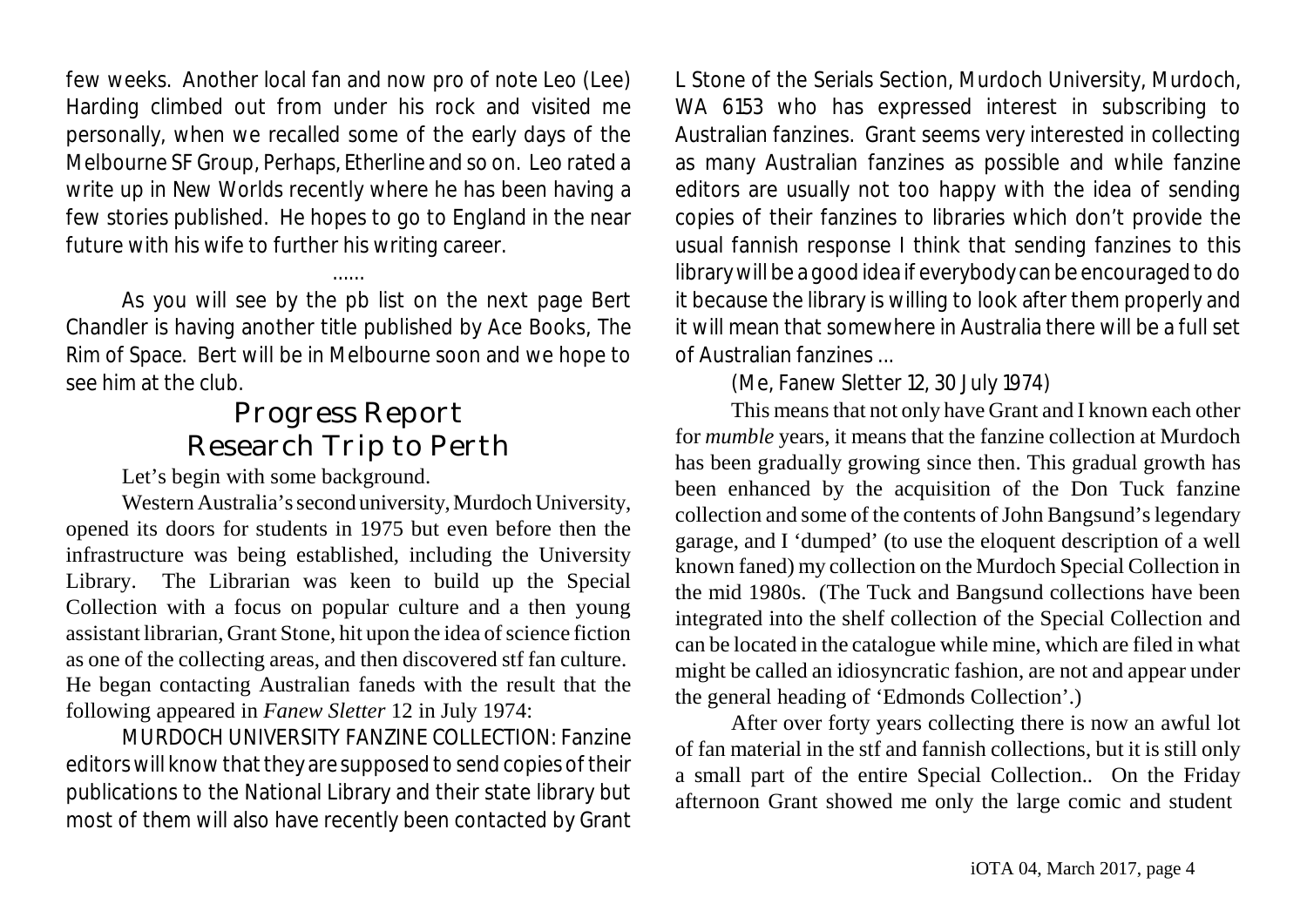few weeks. Another local fan and now pro of note Leo (Lee) Harding climbed out from under his rock and visited me personally, when we recalled some of the early days of the Melbourne SF Group, Perhaps, Etherline and so on. Leo rated a write up in New Worlds recently where he has been having a few stories published. He hopes to go to England in the near future with his wife to further his writing career.

......

As you will see by the pb list on the next page Bert Chandler is having another title published by Ace Books, The Rim of Space. Bert will be in Melbourne soon and we hope to see him at the club.

## Progress Report
## Research Trip to Perth

Let's begin with some background.

Western Australia's second university, Murdoch University, opened its doors for students in 1975 but even before then the infrastructure was being established, including the University Library. The Librarian was keen to build up the Special Collection with a focus on popular culture and a then young assistant librarian, Grant Stone, hit upon the idea of science fiction as one of the collecting areas, and then discovered stf fan culture. He began contacting Australian faneds with the result that the following appeared in *Fanew Sletter* 12 in July 1974:

MURDOCH UNIVERSITY FANZINE COLLECTION: Fanzine editors will know that they are supposed to send copies of their publications to the National Library and their state library but most of them will also have recently been contacted by Grant L Stone of the Serials Section, Murdoch University, Murdoch, WA 6153 who has expressed interest in subscribing to Australian fanzines. Grant seems very interested in collecting as many Australian fanzines as possible and while fanzine editors are usually not too happy with the idea of sending copies of their fanzines to libraries which don't provide the usual fannish response I think that sending fanzines to this library will be a good idea if everybody can be encouraged to do it because the library is willing to look after them properly and it will mean that somewhere in Australia there will be a full set of Australian fanzines ...

(Me, Fanew Sletter 12, 30 July 1974)

This means that not only have Grant and I known each other for *mumble* years, it means that the fanzine collection at Murdoch has been gradually growing since then. This gradual growth has been enhanced by the acquisition of the Don Tuck fanzine collection and some of the contents of John Bangsund's legendary garage, and I 'dumped' (to use the eloquent description of a well known faned) my collection on the Murdoch Special Collection in the mid 1980s. (The Tuck and Bangsund collections have been integrated into the shelf collection of the Special Collection and can be located in the catalogue while mine, which are filed in what might be called an idiosyncratic fashion, are not and appear under the general heading of 'Edmonds Collection'.)

After over forty years collecting there is now an awful lot of fan material in the stf and fannish collections, but it is still only a small part of the entire Special Collection.. On the Friday afternoon Grant showed me only the large comic and student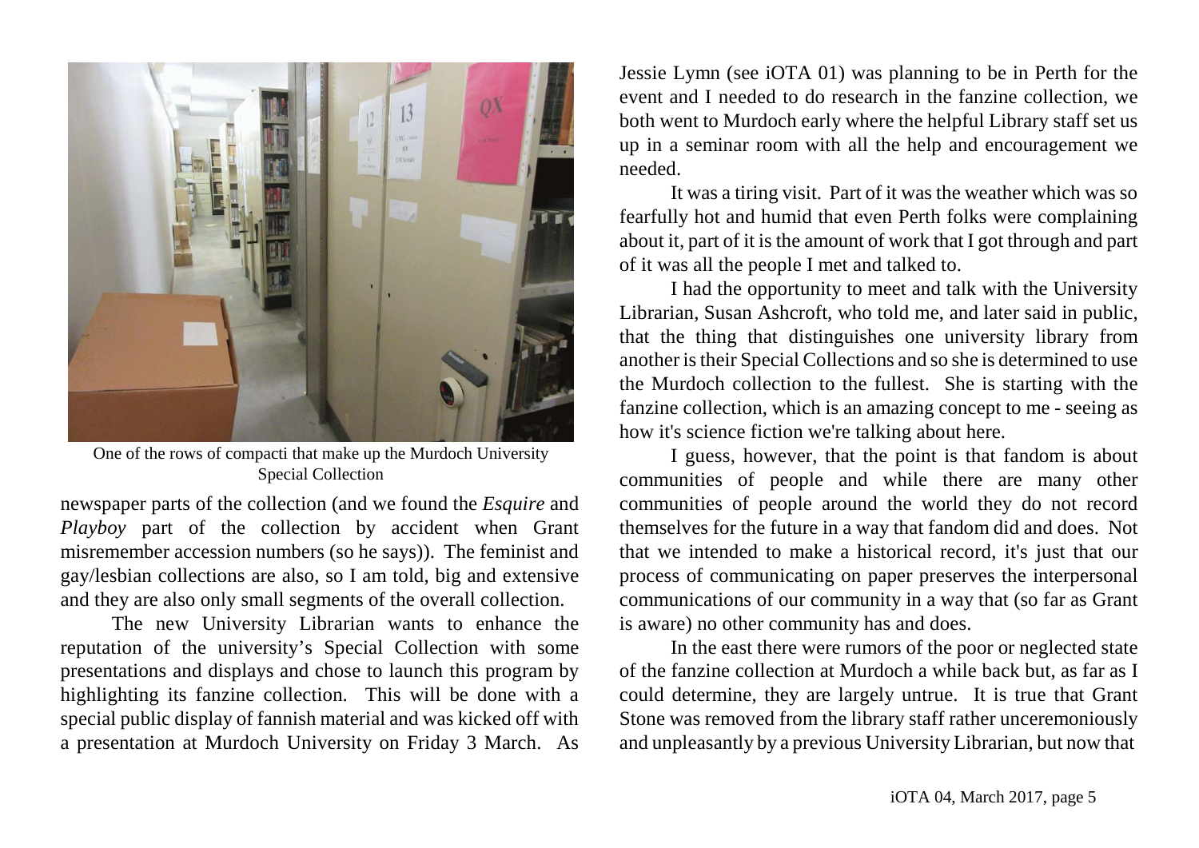One of the rows of compacti that make up the Murdoch University Special Collection

newspaper parts of the collection (and we found the *Esquire* and *Playboy* part of the collection by accident when Grant misremember accession numbers (so he says)). The feminist and gay/lesbian collections are also, so I am told, big and extensive and they are also only small segments of the overall collection.

The new University Librarian wants to enhance the reputation of the university's Special Collection with some presentations and displays and chose to launch this program by highlighting its fanzine collection. This will be done with a special public display of fannish material and was kicked off with a presentation at Murdoch University on Friday 3 March. As Jessie Lymn (see iOTA 01) was planning to be in Perth for the event and I needed to do research in the fanzine collection, we both went to Murdoch early where the helpful Library staff set us up in a seminar room with all the help and encouragement we needed.

It was a tiring visit. Part of it was the weather which was so fearfully hot and humid that even Perth folks were complaining about it, part of it is the amount of work that I got through and part of it was all the people I met and talked to.

I had the opportunity to meet and talk with the University Librarian, Susan Ashcroft, who told me, and later said in public, that the thing that distinguishes one university library from another is their Special Collections and so she is determined to use the Murdoch collection to the fullest. She is starting with the fanzine collection, which is an amazing concept to me - seeing as how it's science fiction we're talking about here.

I guess, however, that the point is that fandom is about communities of people and while there are many other communities of people around the world they do not record themselves for the future in a way that fandom did and does. Not that we intended to make a historical record, it's just that our process of communicating on paper preserves the interpersonal communications of our community in a way that (so far as Grant is aware) no other community has and does.

In the east there were rumors of the poor or neglected state of the fanzine collection at Murdoch a while back but, as far as I could determine, they are largely untrue. It is true that Grant Stone was removed from the library staff rather unceremoniously and unpleasantly by a previous University Librarian, but now that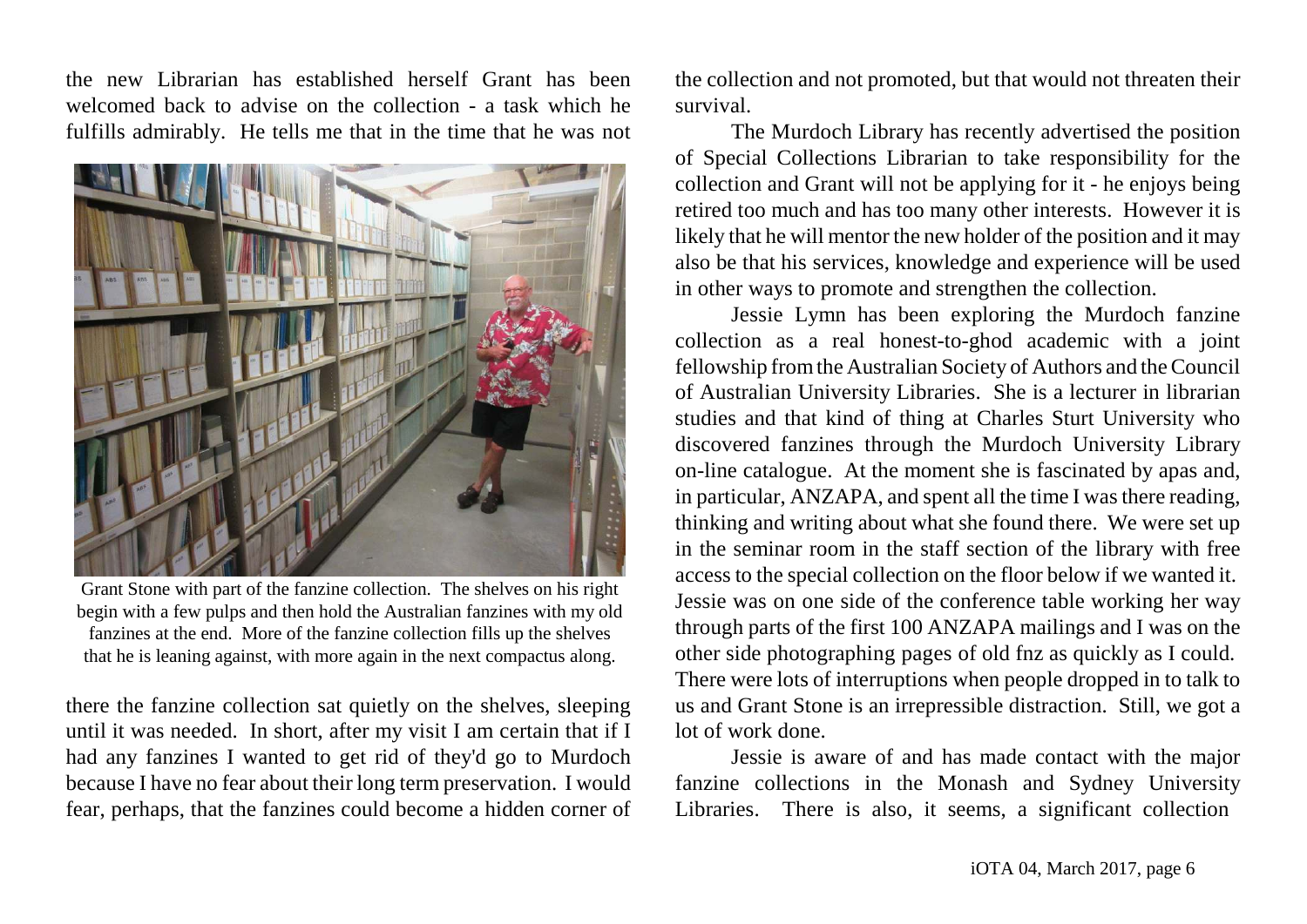the new Librarian has established herself Grant has been welcomed back to advise on the collection - a task which he fulfills admirably. He tells me that in the time that he was not

Grant Stone with part of the fanzine collection. The shelves on his right begin with a few pulps and then hold the Australian fanzines with my old fanzines at the end. More of the fanzine collection fills up the shelves that he is leaning against, with more again in the next compactus along.

there the fanzine collection sat quietly on the shelves, sleeping until it was needed. In short, after my visit I am certain that if I had any fanzines I wanted to get rid of they'd go to Murdoch because I have no fear about their long term preservation. I would fear, perhaps, that the fanzines could become a hidden corner of the collection and not promoted, but that would not threaten their survival.

The Murdoch Library has recently advertised the position of Special Collections Librarian to take responsibility for the collection and Grant will not be applying for it - he enjoys being retired too much and has too many other interests. However it is likely that he will mentor the new holder of the position and it may also be that his services, knowledge and experience will be used in other ways to promote and strengthen the collection.

Jessie Lymn has been exploring the Murdoch fanzine collection as a real honest-to-ghod academic with a joint fellowship from the Australian Society of Authors and the Council of Australian University Libraries. She is a lecturer in librarian studies and that kind of thing at Charles Sturt University who discovered fanzines through the Murdoch University Library on-line catalogue. At the moment she is fascinated by apas and, in particular, ANZAPA, and spent all the time I was there reading, thinking and writing about what she found there. We were set up in the seminar room in the staff section of the library with free access to the special collection on the floor below if we wanted it. Jessie was on one side of the conference table working her way through parts of the first 100 ANZAPA mailings and I was on the other side photographing pages of old fnz as quickly as I could. There were lots of interruptions when people dropped in to talk to us and Grant Stone is an irrepressible distraction. Still, we got a lot of work done.

Jessie is aware of and has made contact with the major fanzine collections in the Monash and Sydney University Libraries. There is also, it seems, a significant collection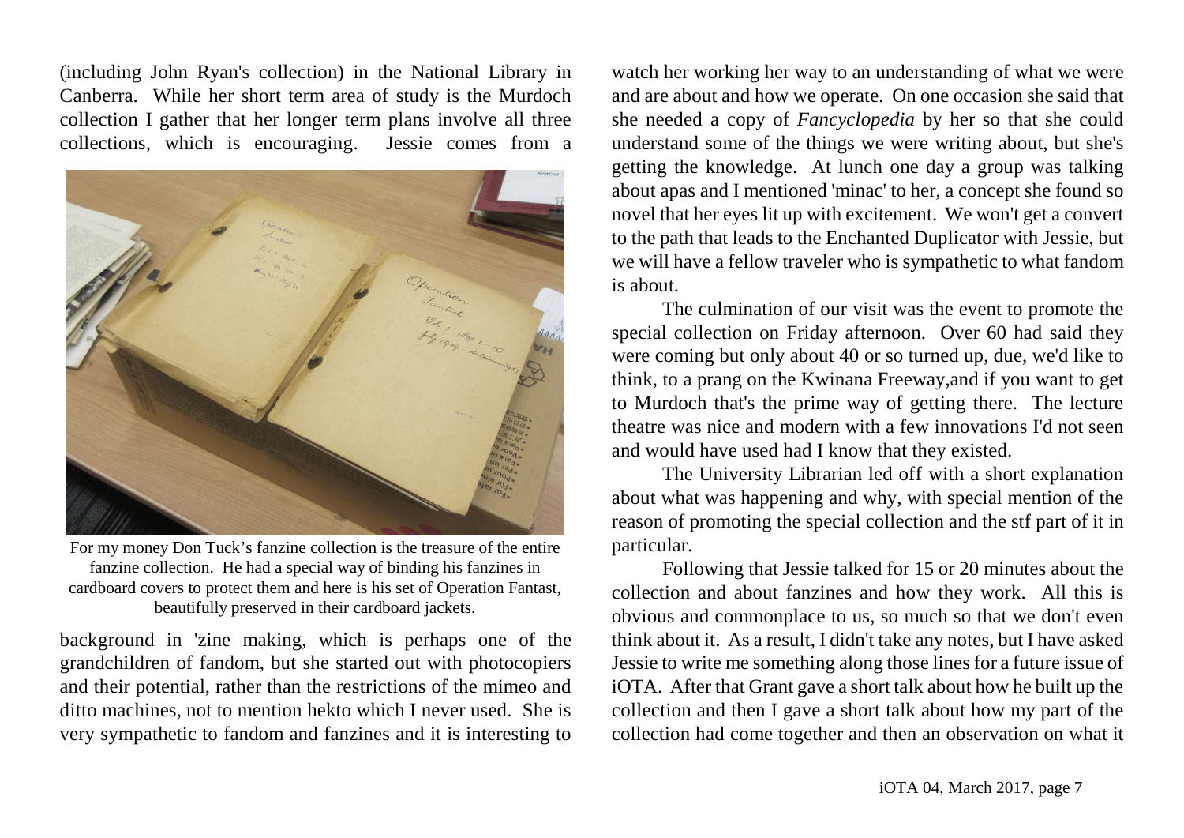(including John Ryan's collection) in the National Library in Canberra. While her short term area of study is the Murdoch collection I gather that her longer term plans involve all three collections, which is encouraging. Jessie comes from a background in 'zine making, which is perhaps one of the grandchildren of fandom, but she started out with photocopiers and their potential, rather than the restrictions of the mimeo and ditto machines, not to mention hekto which I never used. She is very sympathetic to fandom and fanzines and it is interesting to watch her working her way to an understanding of what we were and are about and how we operate. On one occasion she said that she needed a copy of *Fancyclopedia* by her so that she could understand some of the things we were writing about, but she's getting the knowledge. At lunch one day a group was talking about apas and I mentioned 'minac' to her, a concept she found so novel that her eyes lit up with excitement. We won't get a convert to the path that leads to the Enchanted Duplicator with Jessie, but we will have a fellow traveler who is sympathetic to what fandom is about.

For my money Don Tuck's fanzine collection is the treasure of the entire fanzine collection. He had a special way of binding his fanzines in cardboard covers to protect them and here is his set of Operation Fantast, beautifully preserved in their cardboard jackets.

The culmination of our visit was the event to promote the special collection on Friday afternoon. Over 60 had said they were coming but only about 40 or so turned up, due, we'd like to think, to a prang on the Kwinana Freeway,and if you want to get to Murdoch that's the prime way of getting there. The lecture theatre was nice and modern with a few innovations I'd not seen and would have used had I know that they existed.

The University Librarian led off with a short explanation about what was happening and why, with special mention of the reason of promoting the special collection and the stf part of it in particular.

Following that Jessie talked for 15 or 20 minutes about the collection and about fanzines and how they work. All this is obvious and commonplace to us, so much so that we don't even think about it. As a result, I didn't take any notes, but I have asked Jessie to write me something along those lines for a future issue of iOTA. After that Grant gave a short talk about how he built up the collection and then I gave a short talk about how my part of the collection had come together and then an observation on what it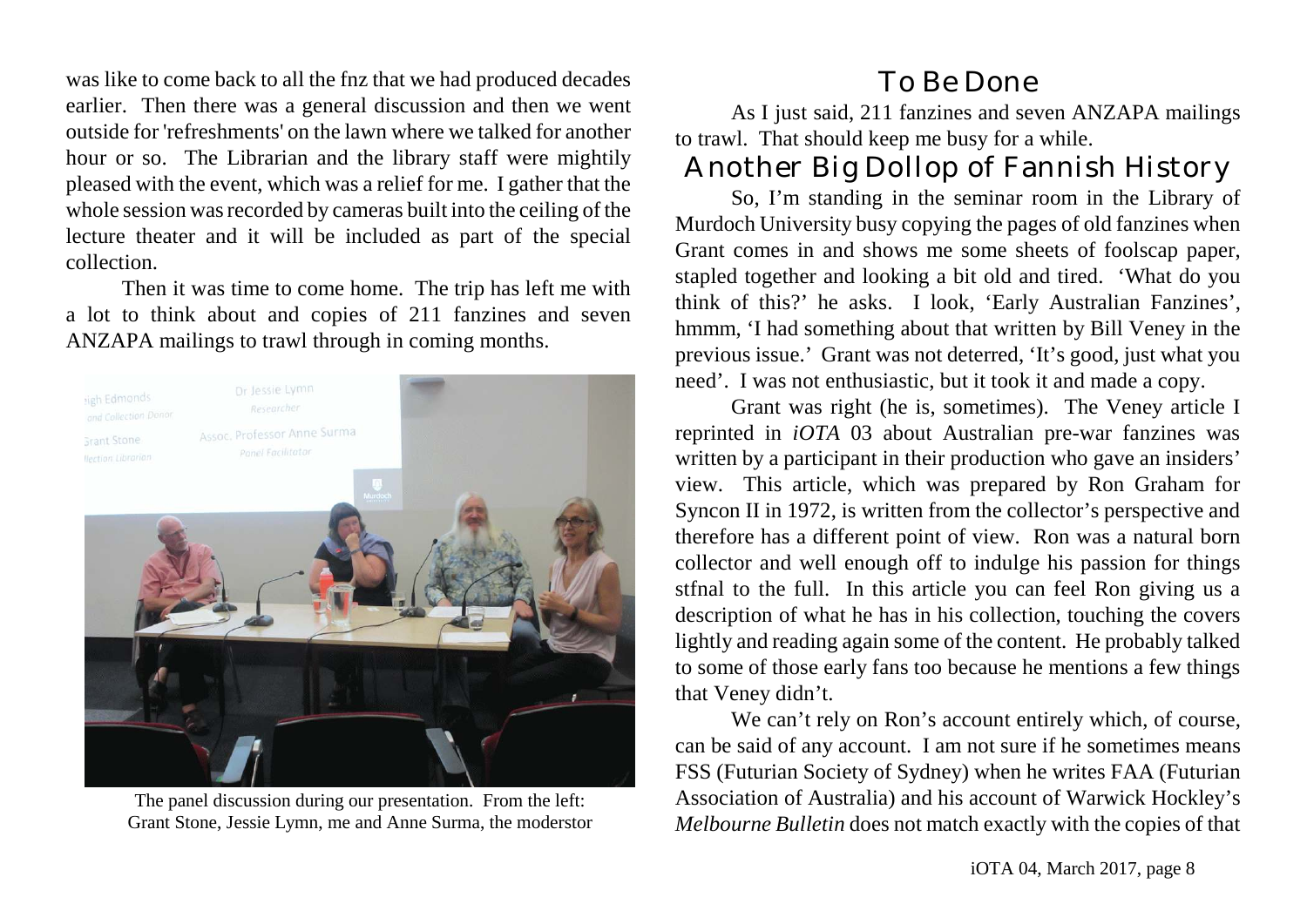was like to come back to all the fnz that we had produced decades earlier. Then there was a general discussion and then we went outside for 'refreshments' on the lawn where we talked for another hour or so. The Librarian and the library staff were mightily pleased with the event, which was a relief for me. I gather that the whole session was recorded by cameras built into the ceiling of the lecture theater and it will be included as part of the special collection.

Then it was time to come home. The trip has left me with a lot to think about and copies of 211 fanzines and seven ANZAPA mailings to trawl through in coming months.

The panel discussion during our presentation. From the left: Grant Stone, Jessie Lymn, me and Anne Surma, the moderstor

## To Be Done

As I just said, 211 fanzines and seven ANZAPA mailings to trawl. That should keep me busy for a while.

## Another Big Dollop of Fannish History

So, I'm standing in the seminar room in the Library of Murdoch University busy copying the pages of old fanzines when Grant comes in and shows me some sheets of foolscap paper, stapled together and looking a bit old and tired. 'What do you think of this?' he asks. I look, 'Early Australian Fanzines', hmmm, 'I had something about that written by Bill Veney in the previous issue.' Grant was not deterred, 'It's good, just what you need'. I was not enthusiastic, but it took it and made a copy.

Grant was right (he is, sometimes). The Veney article I reprinted in *iOTA* 03 about Australian pre-war fanzines was written by a participant in their production who gave an insiders' view. This article, which was prepared by Ron Graham for Syncon II in 1972, is written from the collector's perspective and therefore has a different point of view. Ron was a natural born collector and well enough off to indulge his passion for things stfnal to the full. In this article you can feel Ron giving us a description of what he has in his collection, touching the covers lightly and reading again some of the content. He probably talked to some of those early fans too because he mentions a few things that Veney didn't.

We can't rely on Ron's account entirely which, of course, can be said of any account. I am not sure if he sometimes means FSS (Futurian Society of Sydney) when he writes FAA (Futurian Association of Australia) and his account of Warwick Hockley's *Melbourne Bulletin* does not match exactly with the copies of that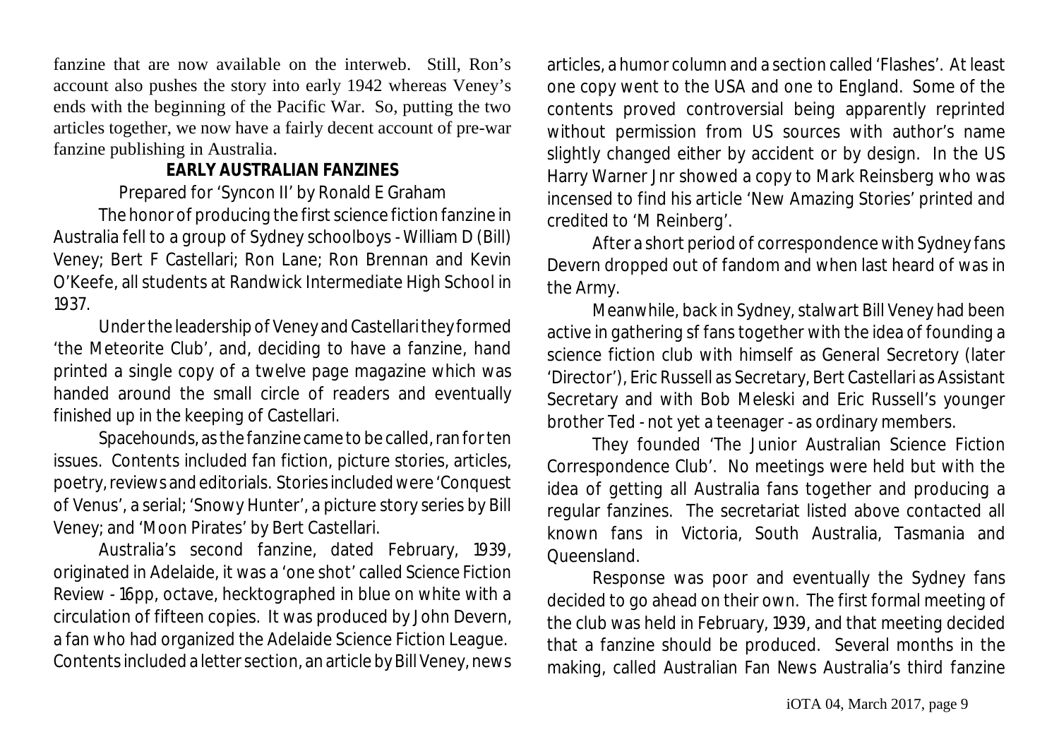fanzine that are now available on the interweb. Still, Ron's account also pushes the story into early 1942 whereas Veney's ends with the beginning of the Pacific War. So, putting the two articles together, we now have a fairly decent account of pre-war fanzine publishing in Australia.

## EARLY AUSTRALIAN FANZINES

Prepared for 'Syncon II' by Ronald E Graham

The honor of producing the first science fiction fanzine in Australia fell to a group of Sydney schoolboys - William D (Bill) Veney; Bert F Castellari; Ron Lane; Ron Brennan and Kevin O'Keefe, all students at Randwick Intermediate High School in 1937.

Under the leadership of Veney and Castellari they formed 'the Meteorite Club', and, deciding to have a fanzine, hand printed a single copy of a twelve page magazine which was handed around the small circle of readers and eventually finished up in the keeping of Castellari.

Spacehounds, as the fanzine came to be called, ran for ten issues. Contents included fan fiction, picture stories, articles, poetry, reviews and editorials. Stories included were 'Conquest of Venus', a serial; 'Snowy Hunter', a picture story series by Bill Veney; and 'Moon Pirates' by Bert Castellari.

Australia's second fanzine, dated February, 1939, originated in Adelaide, it was a 'one shot' called Science Fiction Review - 16pp, octave, hecktographed in blue on white with a circulation of fifteen copies. It was produced by John Devern, a fan who had organized the Adelaide Science Fiction League. Contents included a letter section, an article by Bill Veney, news articles, a humor column and a section called 'Flashes'. At least one copy went to the USA and one to England. Some of the contents proved controversial being apparently reprinted without permission from US sources with author's name slightly changed either by accident or by design. In the US Harry Warner Jnr showed a copy to Mark Reinsberg who was incensed to find his article 'New Amazing Stories' printed and credited to 'M Reinberg'.

After a short period of correspondence with Sydney fans Devern dropped out of fandom and when last heard of was in the Army.

Meanwhile, back in Sydney, stalwart Bill Veney had been active in gathering sf fans together with the idea of founding a science fiction club with himself as General Secretory (later 'Director'), Eric Russell as Secretary, Bert Castellari as Assistant Secretary and with Bob Meleski and Eric Russell's younger brother Ted - not yet a teenager - as ordinary members.

They founded 'The Junior Australian Science Fiction Correspondence Club'. No meetings were held but with the idea of getting all Australia fans together and producing a regular fanzines. The secretariat listed above contacted all known fans in Victoria, South Australia, Tasmania and Queensland.

Response was poor and eventually the Sydney fans decided to go ahead on their own. The first formal meeting of the club was held in February, 1939, and that meeting decided that a fanzine should be produced. Several months in the making, called Australian Fan News Australia's third fanzine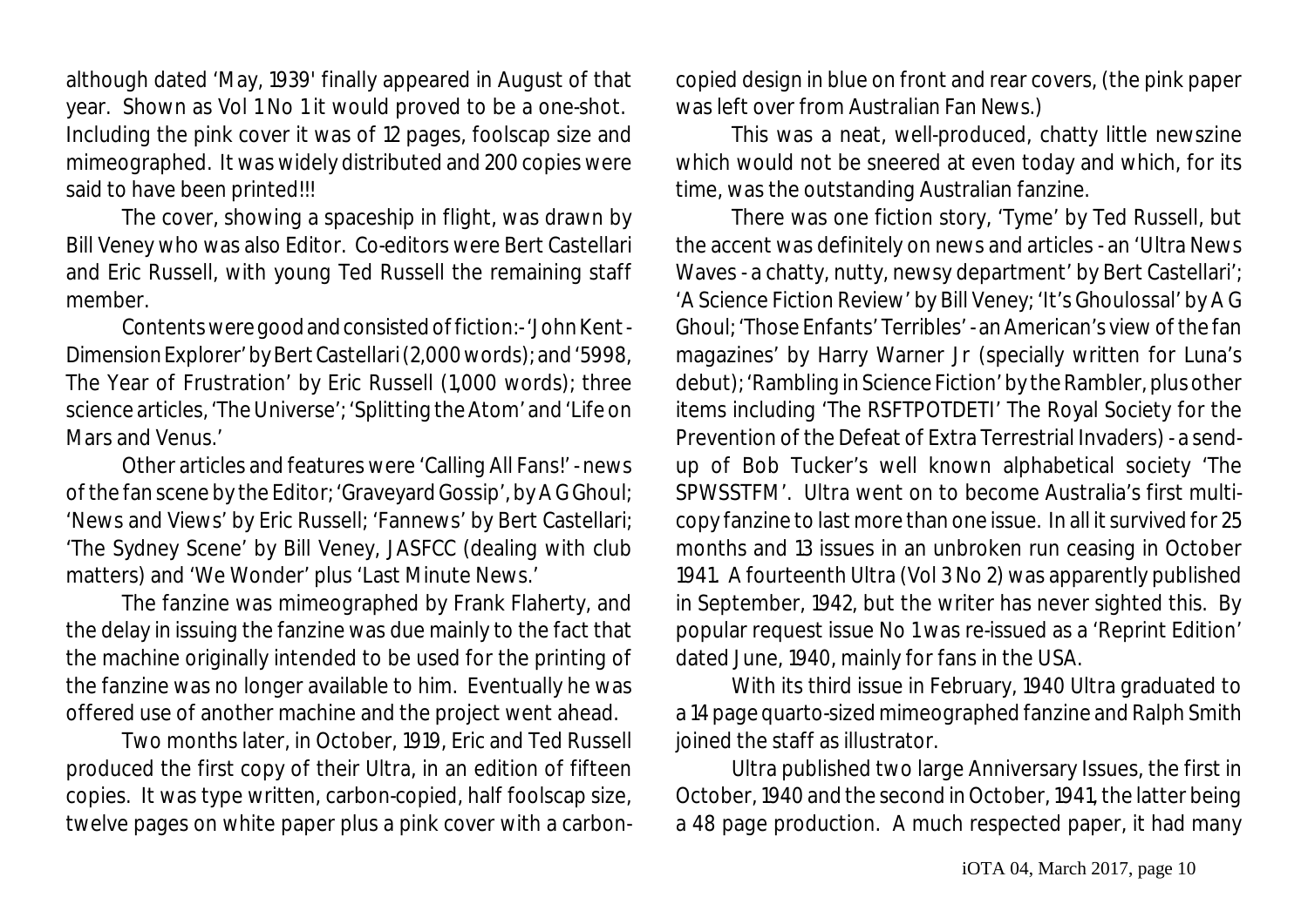although dated 'May, 1939' finally appeared in August of that year. Shown as Vol 1 No 1 it would proved to be a one-shot. Including the pink cover it was of 12 pages, foolscap size and mimeographed. It was widely distributed and 200 copies were said to have been printed!!!

The cover, showing a spaceship in flight, was drawn by Bill Veney who was also Editor. Co-editors were Bert Castellari and Eric Russell, with young Ted Russell the remaining staff member.

Contents were good and consisted of fiction:- 'John Kent - Dimension Explorer' by Bert Castellari (2,000 words); and '5998, The Year of Frustration' by Eric Russell (1,000 words); three science articles, 'The Universe'; 'Splitting the Atom' and 'Life on Mars and Venus.'

Other articles and features were 'Calling All Fans!' - news of the fan scene by the Editor; 'Graveyard Gossip', by A G Ghoul; 'News and Views' by Eric Russell; 'Fannews' by Bert Castellari; 'The Sydney Scene' by Bill Veney, JASFCC (dealing with club matters) and 'We Wonder' plus 'Last Minute News.'

The fanzine was mimeographed by Frank Flaherty, and the delay in issuing the fanzine was due mainly to the fact that the machine originally intended to be used for the printing of the fanzine was no longer available to him. Eventually he was offered use of another machine and the project went ahead.

Two months later, in October, 1919, Eric and Ted Russell produced the first copy of their Ultra, in an edition of fifteen copies. It was type written, carbon-copied, half foolscap size, twelve pages on white paper plus a pink cover with a carbon-copied design in blue on front and rear covers, (the pink paper was left over from Australian Fan News.)

This was a neat, well-produced, chatty little newszine which would not be sneered at even today and which, for its time, was the outstanding Australian fanzine.

There was one fiction story, 'Tyme' by Ted Russell, but the accent was definitely on news and articles - an 'Ultra News Waves - a chatty, nutty, newsy department' by Bert Castellari'; 'A Science Fiction Review' by Bill Veney; 'It's Ghoulossal' by A G Ghoul; 'Those Enfants' Terribles' - an American's view of the fan magazines' by Harry Warner Jr (specially written for Luna's debut); 'Rambling in Science Fiction' by the Rambler, plus other items including 'The RSFTPOTDETI' The Royal Society for the Prevention of the Defeat of Extra Terrestrial Invaders) - a send-up of Bob Tucker's well known alphabetical society 'The SPWSSTFM'. Ultra went on to become Australia's first multi-copy fanzine to last more than one issue. In all it survived for 25 months and 13 issues in an unbroken run ceasing in October 1941. A fourteenth Ultra (Vol 3 No 2) was apparently published in September, 1942, but the writer has never sighted this. By popular request issue No 1 was re-issued as a 'Reprint Edition' dated June, 1940, mainly for fans in the USA.

With its third issue in February, 1940 Ultra graduated to a 14 page quarto-sized mimeographed fanzine and Ralph Smith joined the staff as illustrator.

Ultra published two large Anniversary Issues, the first in October, 1940 and the second in October, 1941, the latter being a 48 page production. A much respected paper, it had many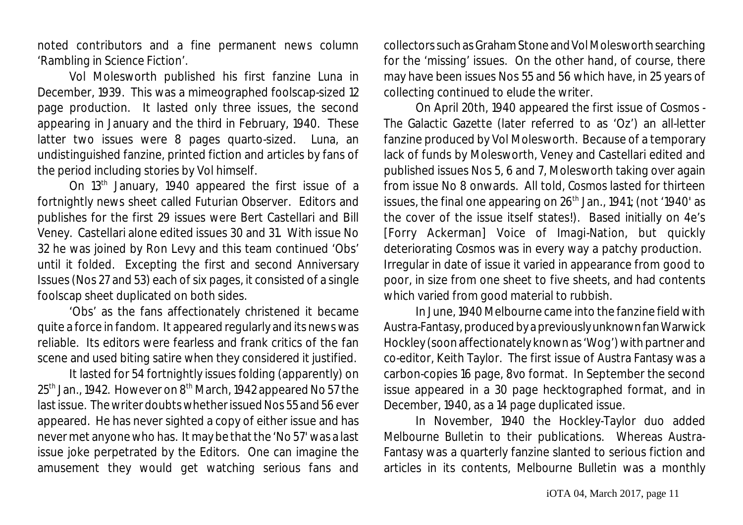noted contributors and a fine permanent news column 'Rambling in Science Fiction'.

Vol Molesworth published his first fanzine Luna in December, 1939. This was a mimeographed foolscap-sized 12 page production. It lasted only three issues, the second appearing in January and the third in February, 1940. These latter two issues were 8 pages quarto-sized. Luna, an undistinguished fanzine, printed fiction and articles by fans of the period including stories by Vol himself.

On 13th January, 1940 appeared the first issue of a fortnightly news sheet called Futurian Observer. Editors and publishes for the first 29 issues were Bert Castellari and Bill Veney. Castellari alone edited issues 30 and 31. With issue No 32 he was joined by Ron Levy and this team continued 'Obs' until it folded. Excepting the first and second Anniversary Issues (Nos 27 and 53) each of six pages, it consisted of a single foolscap sheet duplicated on both sides.

'Obs' as the fans affectionately christened it became quite a force in fandom. It appeared regularly and its news was reliable. Its editors were fearless and frank critics of the fan scene and used biting satire when they considered it justified.

It lasted for 54 fortnightly issues folding (apparently) on 25th Jan., 1942. However on 8th March, 1942 appeared No 57 the last issue. The writer doubts whether issued Nos 55 and 56 ever appeared. He has never sighted a copy of either issue and has never met anyone who has. It may be that the 'No 57' was a last issue joke perpetrated by the Editors. One can imagine the amusement they would get watching serious fans and collectors such as Graham Stone and Vol Molesworth searching for the 'missing' issues. On the other hand, of course, there may have been issues Nos 55 and 56 which have, in 25 years of collecting continued to elude the writer.

On April 20th, 1940 appeared the first issue of Cosmos - The Galactic Gazette (later referred to as 'Oz') an all-letter fanzine produced by Vol Molesworth. Because of a temporary lack of funds by Molesworth, Veney and Castellari edited and published issues Nos 5, 6 and 7, Molesworth taking over again from issue No 8 onwards. All told, Cosmos lasted for thirteen issues, the final one appearing on 26th Jan., 1941; (not '1940' as the cover of the issue itself states!). Based initially on 4e's [Forry Ackerman] Voice of Imagi-Nation, but quickly deteriorating Cosmos was in every way a patchy production. Irregular in date of issue it varied in appearance from good to poor, in size from one sheet to five sheets, and had contents which varied from good material to rubbish.

In June, 1940 Melbourne came into the fanzine field with Austra-Fantasy, produced by a previously unknown fan Warwick Hockley (soon affectionately known as 'Wog') with partner and co-editor, Keith Taylor. The first issue of Austra Fantasy was a carbon-copies 16 page, 8vo format. In September the second issue appeared in a 30 page hecktographed format, and in December, 1940, as a 14 page duplicated issue.

In November, 1940 the Hockley-Taylor duo added Melbourne Bulletin to their publications. Whereas Austra-Fantasy was a quarterly fanzine slanted to serious fiction and articles in its contents, Melbourne Bulletin was a monthly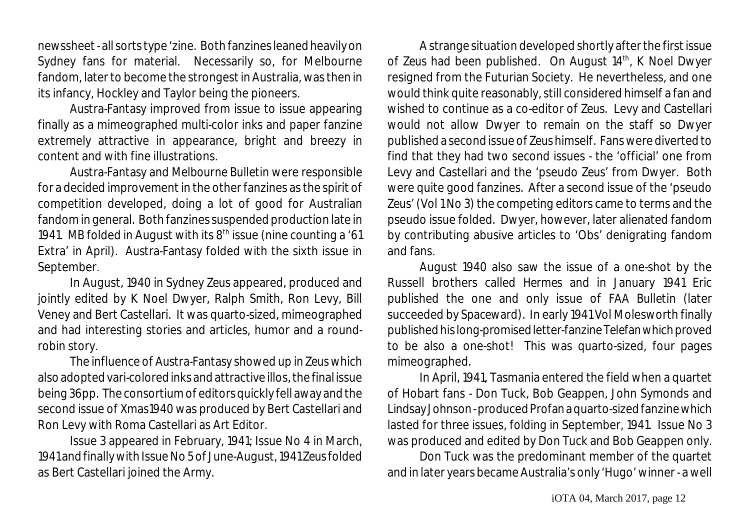newssheet - all sorts type 'zine. Both fanzines leaned heavily on Sydney fans for material. Necessarily so, for Melbourne fandom, later to become the strongest in Australia, was then in its infancy, Hockley and Taylor being the pioneers.

Austra-Fantasy improved from issue to issue appearing finally as a mimeographed multi-color inks and paper fanzine extremely attractive in appearance, bright and breezy in content and with fine illustrations.

Austra-Fantasy and Melbourne Bulletin were responsible for a decided improvement in the other fanzines as the spirit of competition developed, doing a lot of good for Australian fandom in general. Both fanzines suspended production late in 1941. MB folded in August with its 8th issue (nine counting a '61 Extra' in April). Austra-Fantasy folded with the sixth issue in September.

In August, 1940 in Sydney Zeus appeared, produced and jointly edited by K Noel Dwyer, Ralph Smith, Ron Levy, Bill Veney and Bert Castellari. It was quarto-sized, mimeographed and had interesting stories and articles, humor and a round-robin story.

The influence of Austra-Fantasy showed up in Zeus which also adopted vari-colored inks and attractive illos, the final issue being 36pp. The consortium of editors quickly fell away and the second issue of Xmas 1940 was produced by Bert Castellari and Ron Levy with Roma Castellari as Art Editor.

Issue 3 appeared in February, 1941; Issue No 4 in March, 1941 and finally with Issue No 5 of June-August, 1941 Zeus folded as Bert Castellari joined the Army.

A strange situation developed shortly after the first issue of Zeus had been published. On August 14th, K Noel Dwyer resigned from the Futurian Society. He nevertheless, and one would think quite reasonably, still considered himself a fan and wished to continue as a co-editor of Zeus. Levy and Castellari would not allow Dwyer to remain on the staff so Dwyer published a second issue of Zeus himself. Fans were diverted to find that they had two second issues - the 'official' one from Levy and Castellari and the 'pseudo Zeus' from Dwyer. Both were quite good fanzines. After a second issue of the 'pseudo Zeus' (Vol 1 No 3) the competing editors came to terms and the pseudo issue folded. Dwyer, however, later alienated fandom by contributing abusive articles to 'Obs' denigrating fandom and fans.

August 1940 also saw the issue of a one-shot by the Russell brothers called Hermes and in January 1941 Eric published the one and only issue of FAA Bulletin (later succeeded by Spaceward). In early 1941 Vol Molesworth finally published his long-promised letter-fanzine Telefan which proved to be also a one-shot! This was quarto-sized, four pages mimeographed.

In April, 1941, Tasmania entered the field when a quartet of Hobart fans - Don Tuck, Bob Geappen, John Symonds and Lindsay Johnson - produced Profan a quarto-sized fanzine which lasted for three issues, folding in September, 1941. Issue No 3 was produced and edited by Don Tuck and Bob Geappen only.

Don Tuck was the predominant member of the quartet and in later years became Australia's only 'Hugo' winner - a well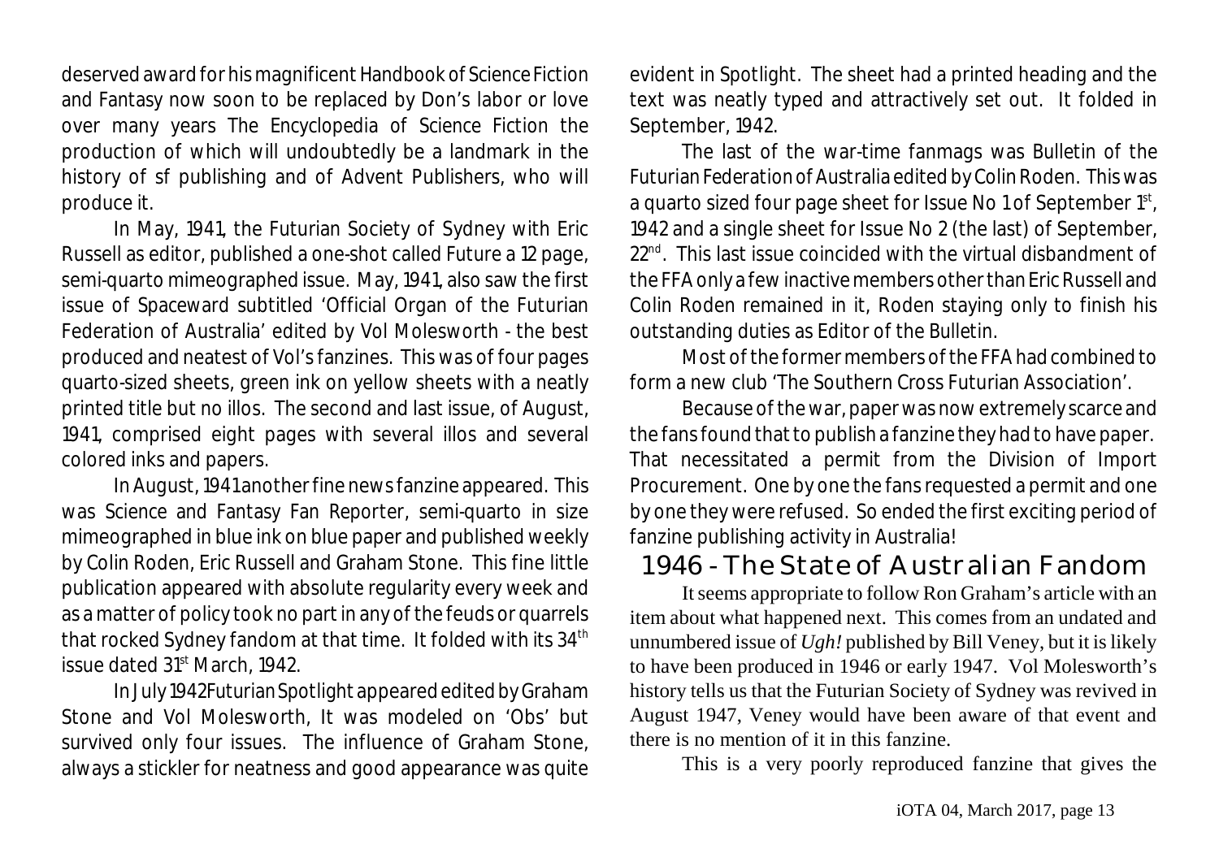deserved award for his magnificent Handbook of Science Fiction and Fantasy now soon to be replaced by Don's labor or love over many years The Encyclopedia of Science Fiction the production of which will undoubtedly be a landmark in the history of sf publishing and of Advent Publishers, who will produce it.

In May, 1941, the Futurian Society of Sydney with Eric Russell as editor, published a one-shot called Future a 12 page, semi-quarto mimeographed issue. May, 1941, also saw the first issue of Spaceward subtitled 'Official Organ of the Futurian Federation of Australia' edited by Vol Molesworth - the best produced and neatest of Vol's fanzines. This was of four pages quarto-sized sheets, green ink on yellow sheets with a neatly printed title but no illos. The second and last issue, of August, 1941, comprised eight pages with several illos and several colored inks and papers.

In August, 1941 another fine news fanzine appeared. This was Science and Fantasy Fan Reporter, semi-quarto in size mimeographed in blue ink on blue paper and published weekly by Colin Roden, Eric Russell and Graham Stone. This fine little publication appeared with absolute regularity every week and as a matter of policy took no part in any of the feuds or quarrels that rocked Sydney fandom at that time. It folded with its 34th issue dated 31st March, 1942.

In July 1942 Futurian Spotlight appeared edited by Graham Stone and Vol Molesworth, It was modeled on 'Obs' but survived only four issues. The influence of Graham Stone, always a stickler for neatness and good appearance was quite evident in Spotlight. The sheet had a printed heading and the text was neatly typed and attractively set out. It folded in September, 1942.

The last of the war-time fanmags was Bulletin of the Futurian Federation of Australia edited by Colin Roden. This was a quarto sized four page sheet for Issue No 1 of September 1st, 1942 and a single sheet for Issue No 2 (the last) of September, 22nd. This last issue coincided with the virtual disbandment of the FFA only a few inactive members other than Eric Russell and Colin Roden remained in it, Roden staying only to finish his outstanding duties as Editor of the Bulletin.

Most of the former members of the FFA had combined to form a new club 'The Southern Cross Futurian Association'.

Because of the war, paper was now extremely scarce and the fans found that to publish a fanzine they had to have paper. That necessitated a permit from the Division of Import Procurement. One by one the fans requested a permit and one by one they were refused. So ended the first exciting period of fanzine publishing activity in Australia!

## 1946 - The State of Australian Fandom

It seems appropriate to follow Ron Graham's article with an item about what happened next. This comes from an undated and unnumbered issue of *Ugh!* published by Bill Veney, but it is likely to have been produced in 1946 or early 1947. Vol Molesworth's history tells us that the Futurian Society of Sydney was revived in August 1947, Veney would have been aware of that event and there is no mention of it in this fanzine.

This is a very poorly reproduced fanzine that gives the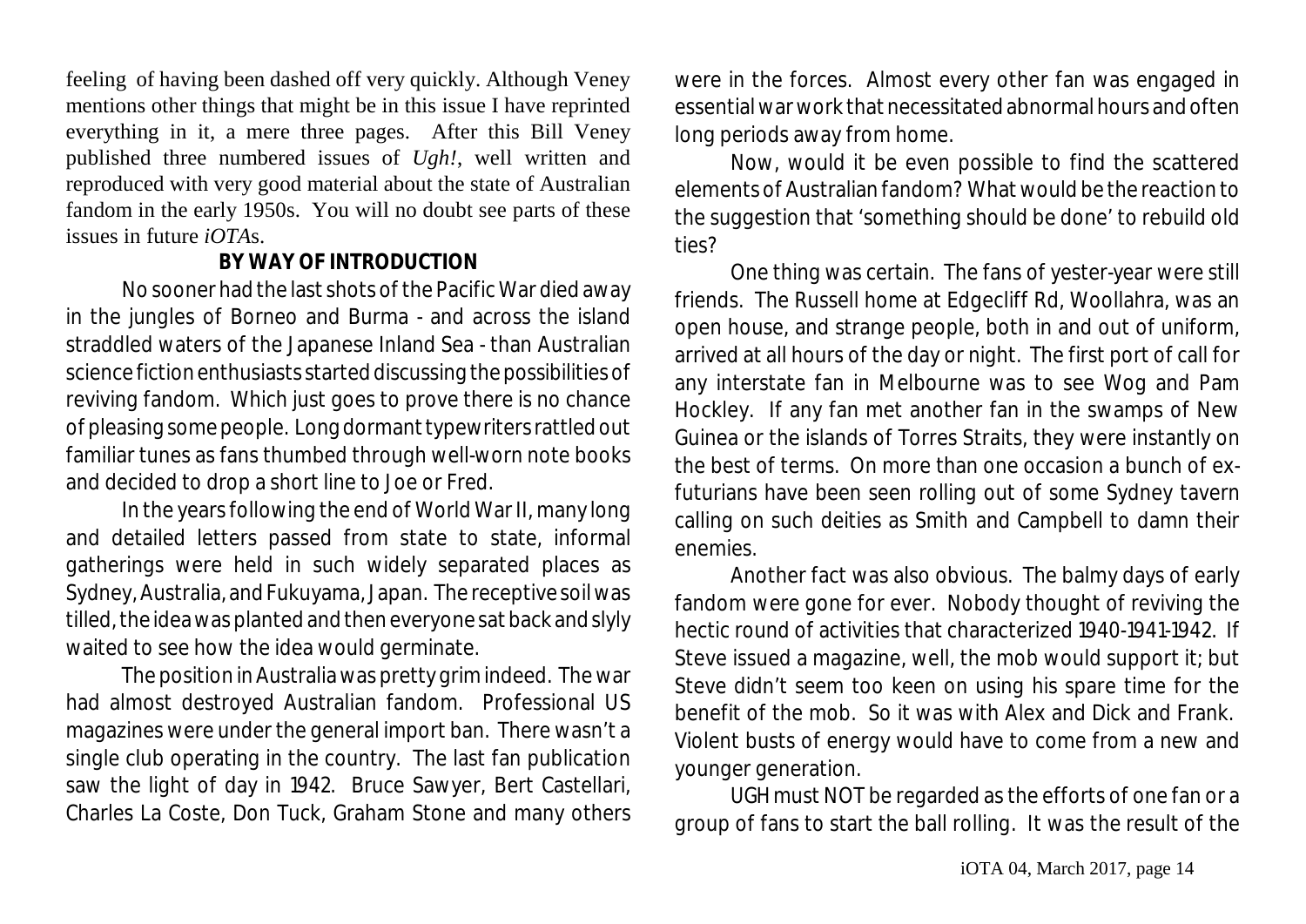feeling of having been dashed off very quickly. Although Veney mentions other things that might be in this issue I have reprinted everything in it, a mere three pages. After this Bill Veney published three numbered issues of *Ugh!*, well written and reproduced with very good material about the state of Australian fandom in the early 1950s. You will no doubt see parts of these issues in future *iOTA*s.

### BY WAY OF INTRODUCTION

No sooner had the last shots of the Pacific War died away in the jungles of Borneo and Burma - and across the island straddled waters of the Japanese Inland Sea - than Australian science fiction enthusiasts started discussing the possibilities of reviving fandom. Which just goes to prove there is no chance of pleasing some people. Long dormant typewriters rattled out familiar tunes as fans thumbed through well-worn note books and decided to drop a short line to Joe or Fred.

In the years following the end of World War II, many long and detailed letters passed from state to state, informal gatherings were held in such widely separated places as Sydney, Australia, and Fukuyama, Japan. The receptive soil was tilled, the idea was planted and then everyone sat back and slyly waited to see how the idea would germinate.

The position in Australia was pretty grim indeed. The war had almost destroyed Australian fandom. Professional US magazines were under the general import ban. There wasn't a single club operating in the country. The last fan publication saw the light of day in 1942. Bruce Sawyer, Bert Castellari, Charles La Coste, Don Tuck, Graham Stone and many others were in the forces. Almost every other fan was engaged in essential war work that necessitated abnormal hours and often long periods away from home.

Now, would it be even possible to find the scattered elements of Australian fandom? What would be the reaction to the suggestion that 'something should be done' to rebuild old ties?

One thing was certain. The fans of yester-year were still friends. The Russell home at Edgecliff Rd, Woollahra, was an open house, and strange people, both in and out of uniform, arrived at all hours of the day or night. The first port of call for any interstate fan in Melbourne was to see Wog and Pam Hockley. If any fan met another fan in the swamps of New Guinea or the islands of Torres Straits, they were instantly on the best of terms. On more than one occasion a bunch of ex-futurians have been seen rolling out of some Sydney tavern calling on such deities as Smith and Campbell to damn their enemies.

Another fact was also obvious. The balmy days of early fandom were gone for ever. Nobody thought of reviving the hectic round of activities that characterized 1940-1941-1942. If Steve issued a magazine, well, the mob would support it; but Steve didn't seem too keen on using his spare time for the benefit of the mob. So it was with Alex and Dick and Frank. Violent busts of energy would have to come from a new and younger generation.

UGH must NOT be regarded as the efforts of one fan or a group of fans to start the ball rolling. It was the result of the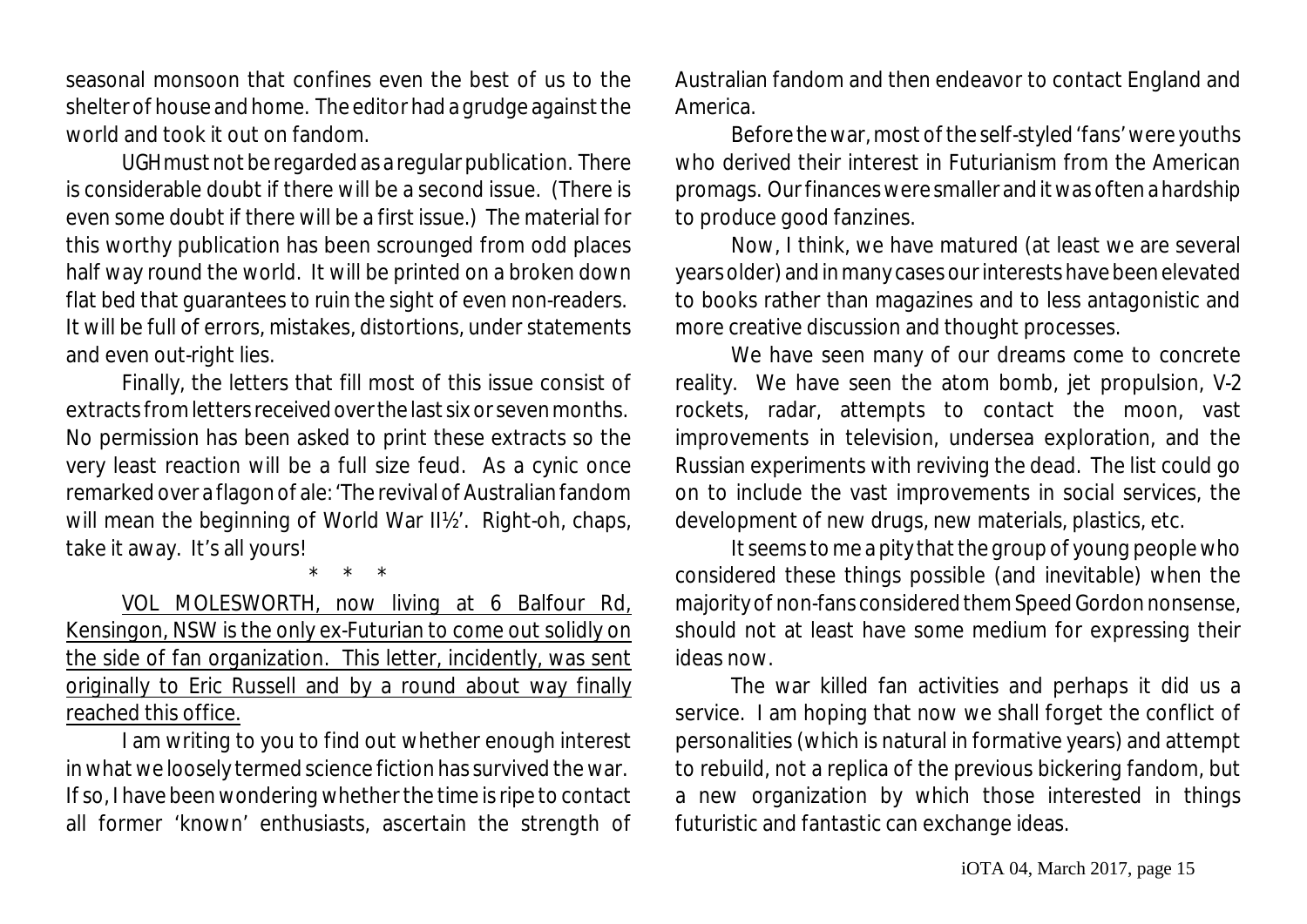seasonal monsoon that confines even the best of us to the shelter of house and home. The editor had a grudge against the world and took it out on fandom.

UGH must not be regarded as a regular publication. There is considerable doubt if there will be a second issue. (There is even some doubt if there will be a first issue.) The material for this worthy publication has been scrounged from odd places half way round the world. It will be printed on a broken down flat bed that guarantees to ruin the sight of even non-readers. It will be full of errors, mistakes, distortions, under statements and even out-right lies.

Finally, the letters that fill most of this issue consist of extracts from letters received over the last six or seven months. No permission has been asked to print these extracts so the very least reaction will be a full size feud. As a cynic once remarked over a flagon of ale: 'The revival of Australian fandom will mean the beginning of World War II½'. Right-oh, chaps, take it away. It's all yours!

\* \* \*

<u>VOL MOLESWORTH, now living at 6 Balfour Rd, Kensingon, NSW is the only ex-Futurian to come out solidly on the side of fan organization. This letter, incidently, was sent originally to Eric Russell and by a round about way finally reached this office.</u>

I am writing to you to find out whether enough interest in what we loosely termed science fiction has survived the war. If so, I have been wondering whether the time is ripe to contact all former 'known' enthusiasts, ascertain the strength of Australian fandom and then endeavor to contact England and America.

Before the war, most of the self-styled 'fans' were youths who derived their interest in Futurianism from the American promags. Our finances were smaller and it was often a hardship to produce good fanzines.

Now, I think, we have matured (at least we are several years older) and in many cases our interests have been elevated to books rather than magazines and to less antagonistic and more creative discussion and thought processes.

We have seen many of our dreams come to concrete reality. We have seen the atom bomb, jet propulsion, V-2 rockets, radar, attempts to contact the moon, vast improvements in television, undersea exploration, and the Russian experiments with reviving the dead. The list could go on to include the vast improvements in social services, the development of new drugs, new materials, plastics, etc.

It seems to me a pity that the group of young people who considered these things possible (and inevitable) when the majority of non-fans considered them Speed Gordon nonsense, should not at least have some medium for expressing their ideas now.

The war killed fan activities and perhaps it did us a service. I am hoping that now we shall forget the conflict of personalities (which is natural in formative years) and attempt to rebuild, not a replica of the previous bickering fandom, but a new organization by which those interested in things futuristic and fantastic can exchange ideas.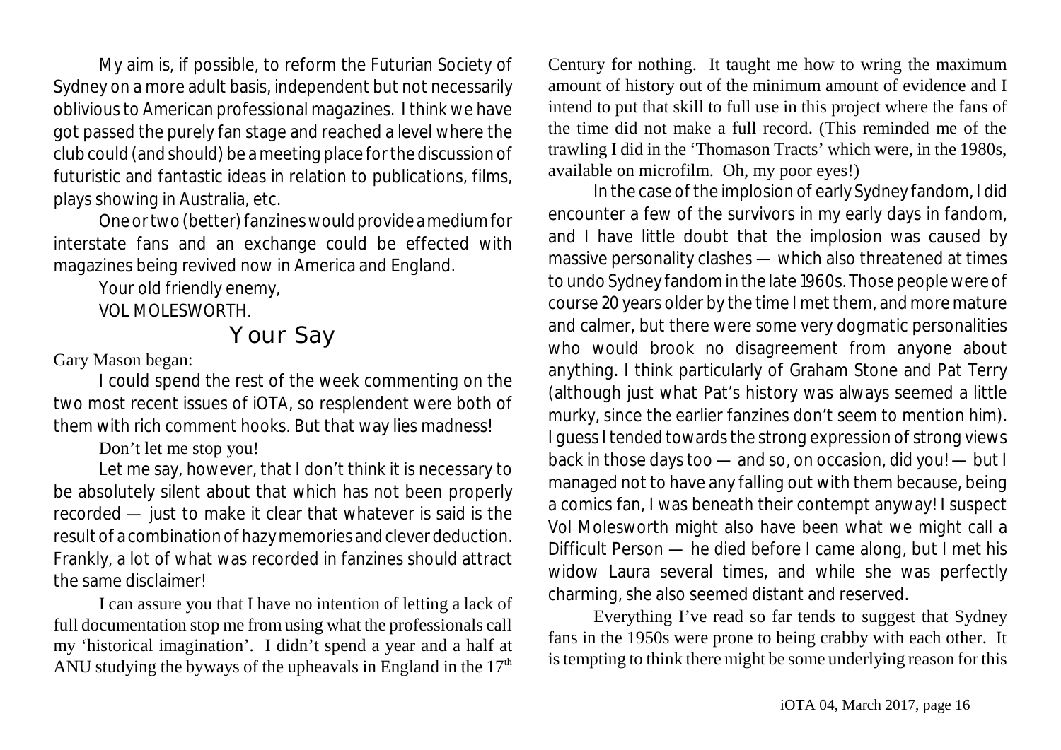My aim is, if possible, to reform the Futurian Society of Sydney on a more adult basis, independent but not necessarily oblivious to American professional magazines. I think we have got passed the purely fan stage and reached a level where the club could (and should) be a meeting place for the discussion of futuristic and fantastic ideas in relation to publications, films, plays showing in Australia, etc.

One or two (better) fanzines would provide a medium for interstate fans and an exchange could be effected with magazines being revived now in America and England.

Your old friendly enemy,

VOL MOLESWORTH.

## Your Say

Gary Mason began:

I could spend the rest of the week commenting on the two most recent issues of iOTA, so resplendent were both of them with rich comment hooks. But that way lies madness!

Don't let me stop you!

Let me say, however, that I don't think it is necessary to be absolutely silent about that which has not been properly recorded — just to make it clear that whatever is said is the result of a combination of hazy memories and clever deduction. Frankly, a lot of what was recorded in fanzines should attract the same disclaimer!

I can assure you that I have no intention of letting a lack of full documentation stop me from using what the professionals call my 'historical imagination'. I didn't spend a year and a half at ANU studying the byways of the upheavals in England in the 17th Century for nothing. It taught me how to wring the maximum amount of history out of the minimum amount of evidence and I intend to put that skill to full use in this project where the fans of the time did not make a full record. (This reminded me of the trawling I did in the 'Thomason Tracts' which were, in the 1980s, available on microfilm. Oh, my poor eyes!)

In the case of the implosion of early Sydney fandom, I did encounter a few of the survivors in my early days in fandom, and I have little doubt that the implosion was caused by massive personality clashes — which also threatened at times to undo Sydney fandom in the late 1960s. Those people were of course 20 years older by the time I met them, and more mature and calmer, but there were some very dogmatic personalities who would brook no disagreement from anyone about anything. I think particularly of Graham Stone and Pat Terry (although just what Pat's history was always seemed a little murky, since the earlier fanzines don't seem to mention him). I guess I tended towards the strong expression of strong views back in those days too — and so, on occasion, did you! — but I managed not to have any falling out with them because, being a comics fan, I was beneath their contempt anyway! I suspect Vol Molesworth might also have been what we might call a Difficult Person — he died before I came along, but I met his widow Laura several times, and while she was perfectly charming, she also seemed distant and reserved.

Everything I've read so far tends to suggest that Sydney fans in the 1950s were prone to being crabby with each other. It is tempting to think there might be some underlying reason for this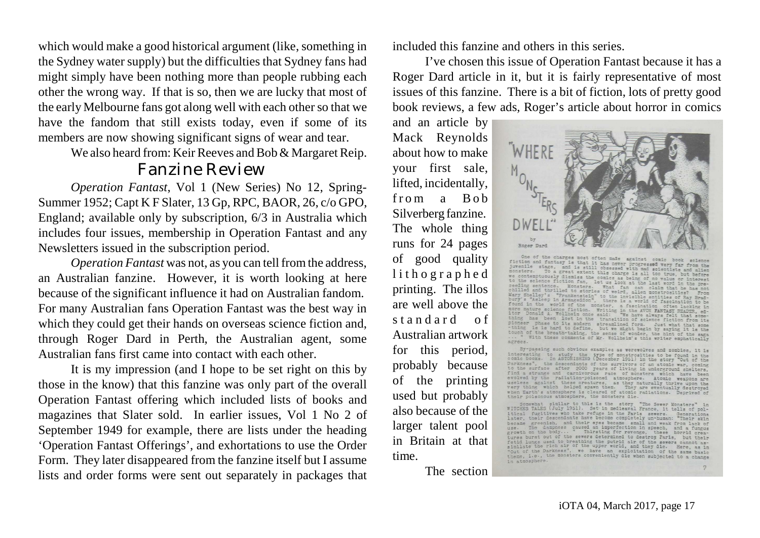which would make a good historical argument (like, something in the Sydney water supply) but the difficulties that Sydney fans had might simply have been nothing more than people rubbing each other the wrong way. If that is so, then we are lucky that most of the early Melbourne fans got along well with each other so that we have the fandom that still exists today, even if some of its members are now showing significant signs of wear and tear.

We also heard from: Keir Reeves and Bob & Margaret Reip.

## Fanzine Review

*Operation Fantast*, Vol 1 (New Series) No 12, Spring-Summer 1952; Capt K F Slater, 13 Gp, RPC, BAOR, 26, c/o GPO, England; available only by subscription, 6/3 in Australia which includes four issues, membership in Operation Fantast and any Newsletters issued in the subscription period.

*Operation Fantast* was not, as you can tell from the address, an Australian fanzine. However, it is worth looking at here because of the significant influence it had on Australian fandom. For many Australian fans Operation Fantast was the best way in which they could get their hands on overseas science fiction and, through Roger Dard in Perth, the Australian agent, some Australian fans first came into contact with each other.

It is my impression (and I hope to be set right on this by those in the know) that this fanzine was only part of the overall Operation Fantast offering which included lists of books and magazines that Slater sold. In earlier issues, Vol 1 No 2 of September 1949 for example, there are lists under the heading 'Operation Fantast Offerings', and exhortations to use the Order Form. They later disappeared from the fanzine itself but I assume lists and order forms were sent out separately in packages that included this fanzine and others in this series.

I've chosen this issue of Operation Fantast because it has a Roger Dard article in it, but it is fairly representative of most issues of this fanzine. There is a bit of fiction, lots of pretty good book reviews, a few ads, Roger's article about horror in comics and an article by Mack Reynolds about how to make your first sale, lifted, incidentally, from a Bob Silverberg fanzine. The whole thing runs for 24 pages of good quality lithographed printing. The illos are well above the standard of Australian artwork for this period, probably because of the printing used but probably also because of the larger talent pool in Britain at that time.

The section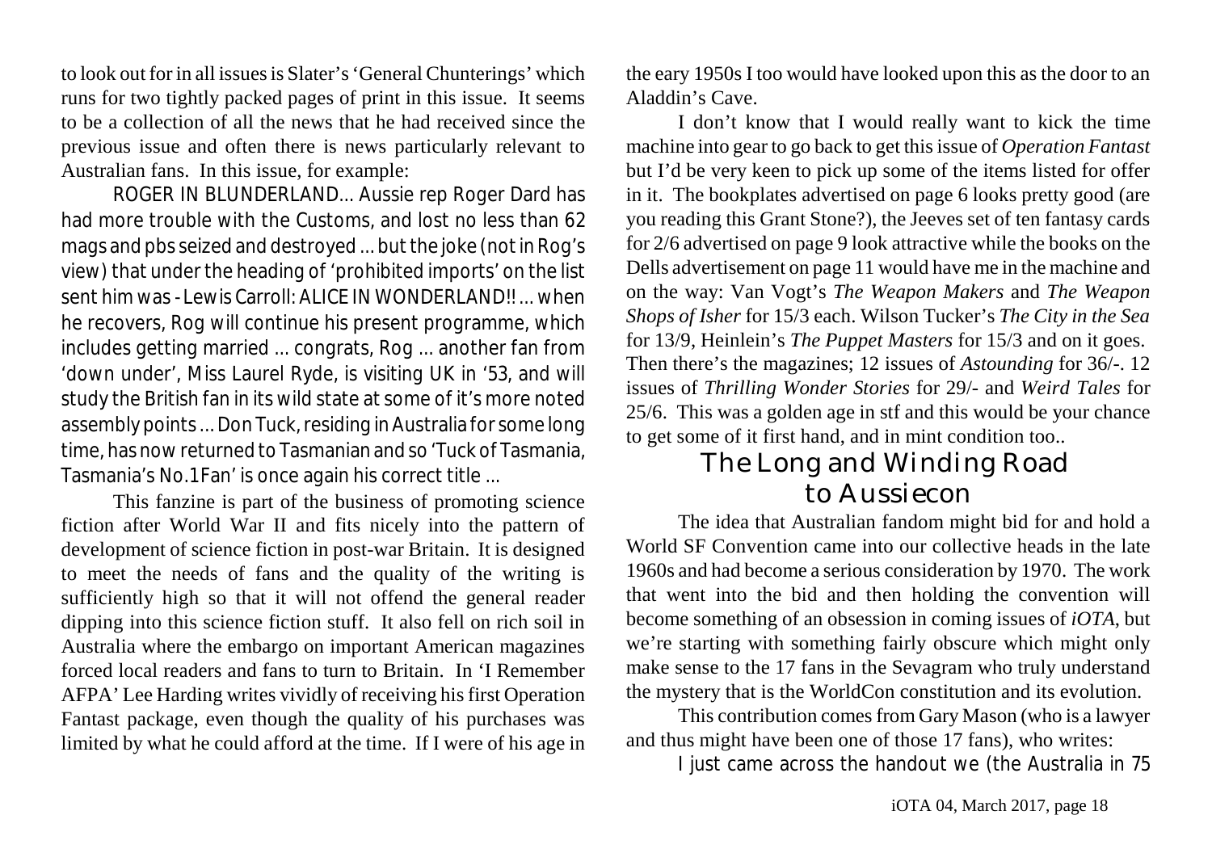to look out for in all issues is Slater's 'General Chunterings' which runs for two tightly packed pages of print in this issue. It seems to be a collection of all the news that he had received since the previous issue and often there is news particularly relevant to Australian fans. In this issue, for example:

ROGER IN BLUNDERLAND... Aussie rep Roger Dard has had more trouble with the Customs, and lost no less than 62 mags and pbs seized and destroyed ... but the joke (not in Rog's view) that under the heading of 'prohibited imports' on the list sent him was - Lewis Carroll: ALICE IN WONDERLAND!! ... when he recovers, Rog will continue his present programme, which includes getting married ... congrats, Rog ... another fan from 'down under', Miss Laurel Ryde, is visiting UK in '53, and will study the British fan in its wild state at some of it's more noted assembly points ... Don Tuck, residing in Australia for some long time, has now returned to Tasmanian and so 'Tuck of Tasmania, Tasmania's No.1 Fan' is once again his correct title ...

This fanzine is part of the business of promoting science fiction after World War II and fits nicely into the pattern of development of science fiction in post-war Britain. It is designed to meet the needs of fans and the quality of the writing is sufficiently high so that it will not offend the general reader dipping into this science fiction stuff. It also fell on rich soil in Australia where the embargo on important American magazines forced local readers and fans to turn to Britain. In 'I Remember AFPA' Lee Harding writes vividly of receiving his first Operation Fantast package, even though the quality of his purchases was limited by what he could afford at the time. If I were of his age in the eary 1950s I too would have looked upon this as the door to an Aladdin's Cave.

I don't know that I would really want to kick the time machine into gear to go back to get this issue of *Operation Fantast* but I'd be very keen to pick up some of the items listed for offer in it. The bookplates advertised on page 6 looks pretty good (are you reading this Grant Stone?), the Jeeves set of ten fantasy cards for 2/6 advertised on page 9 look attractive while the books on the Dells advertisement on page 11 would have me in the machine and on the way: Van Vogt's *The Weapon Makers* and *The Weapon Shops of Isher* for 15/3 each. Wilson Tucker's *The City in the Sea* for 13/9, Heinlein's *The Puppet Masters* for 15/3 and on it goes. Then there's the magazines; 12 issues of *Astounding* for 36/-. 12 issues of *Thrilling Wonder Stories* for 29/- and *Weird Tales* for 25/6. This was a golden age in stf and this would be your chance to get some of it first hand, and in mint condition too..

## The Long and Winding Road to Aussiecon

The idea that Australian fandom might bid for and hold a World SF Convention came into our collective heads in the late 1960s and had become a serious consideration by 1970. The work that went into the bid and then holding the convention will become something of an obsession in coming issues of *iOTA*, but we're starting with something fairly obscure which might only make sense to the 17 fans in the Sevagram who truly understand the mystery that is the WorldCon constitution and its evolution.

This contribution comes from Gary Mason (who is a lawyer and thus might have been one of those 17 fans), who writes:

I just came across the handout we (the Australia in 75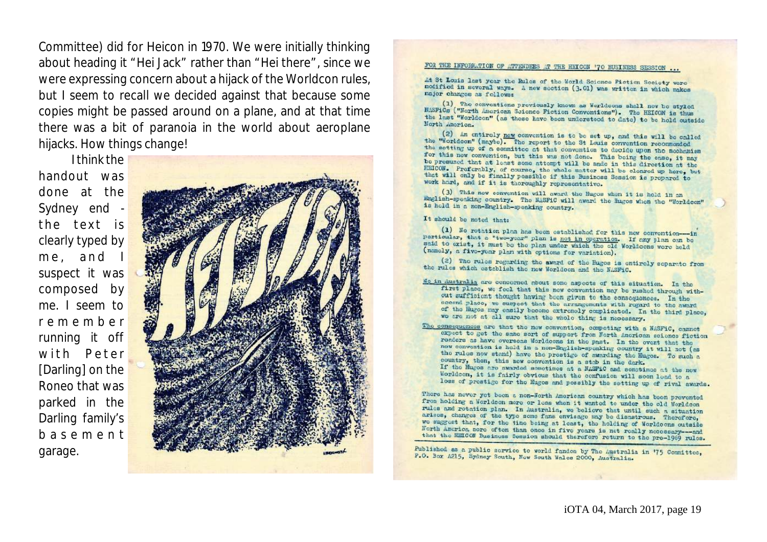Committee) did for Heicon in 1970. We were initially thinking about heading it "Hei Jack" rather than "Hei there", since we were expressing concern about a hijack of the Worldcon rules, but I seem to recall we decided against that because some copies might be passed around on a plane, and at that time there was a bit of paranoia in the world about aeroplane hijacks. How things change!

I think the handout was done at the Sydney end - the text is clearly typed by me, and I suspect it was composed by me. I seem to remember running it off with Peter [Darling] on the Roneo that was parked in the Darling family's basement garage.

FOR THE INFORMATION OF ATTENDEES AT THE HEICON '70 BUSINESS SESSION ...

At St Louis last year the Rules of the World Science Fiction Society were modified in several ways. A new section (3.01) was written in which makes major changes as follows:

(1) The conventions previously known as Worldcons shall now be styled NASFiCs ("North American Science Fiction Conventions"). The HEICON is thus the last "Worldcon" (as these have been understood to date) to be held outside North America.

(2) An entirely new convention is to be set up, and this will be called the "Worldcon" (maybe). The report to the St Louis convention recommended the setting up of a committee at that convention to decide upon the mechanism for this new convention, but this was not done. This being the case, it may be presumed that at least some attempt will be made in this direction at the HEICON. Preferably, of course, the whole matter will be cleared up here, but that will only be finally possible if this Business Session is prepared to work hard, and if it is thoroughly representative.

(3) This new convention will award the Hugos when it is held in an English-speaking country. The NASFiC will award the Hugos when the "Worldcon" is held in a non-English-speaking country.

It should be noted that:

(1) No rotation plan has been established for this new convention---in particular, that a "two-year" plan is not in operation. If any plan can be said to exist, it must be the plan under which the old Worldcons were held (namely, a five-year plan with options for variation).

(2) The rules regarding the award of the Hugos is entirely separate from the rules which establish the new Worldcon and the NASFiC.

We in Australia are concerned about some aspects of this situation. In the first place, we feel that this new convention may be rushed through without sufficient thought having been given to the consequences. In the second place, we suspect that the arrangements with regard to the award of the Hugos may easily become extremely complicated. In the third place, we are not at all sure that the whole thing is necessary.

The consequences are that the new convention, competing with a NASFiC, cannot expect to get the same sort of support from North American science fiction readers as have overseas Worldcons in the past. In the event that the new convention is held in a non-English-speaking country it will not (as the rules now stand) have the prestige of awarding the Hugos. To such a country, then, this new convention is a stab in the dark.
If the Hugos are awarded sometimes at a NASFiC and sometimes at the new Worldcon, it is fairly obvious that the confusion will soon lead to a loss of prestige for the Hugos and possibly the setting up of rival awards.

There has never yet been a non-North American country which has been prevented from holding a Worldcon more or less when it wanted to under the old Worldcon rules and rotation plan. In Australia, we believe that until such a situation arises, changes of the type some fans envisage may be disastrous. Therefore, we suggest that, for the time being at least, the holding of Worldcons outside North America more often than once in five years is not really necessary---and that the HEICON Business Session should therefore return to the pre-1969 rules.

Published as a public service to world fandom by The Australia in '75 Committee, P.O. Box A215, Sydney South, New South Wales 2000, Australia.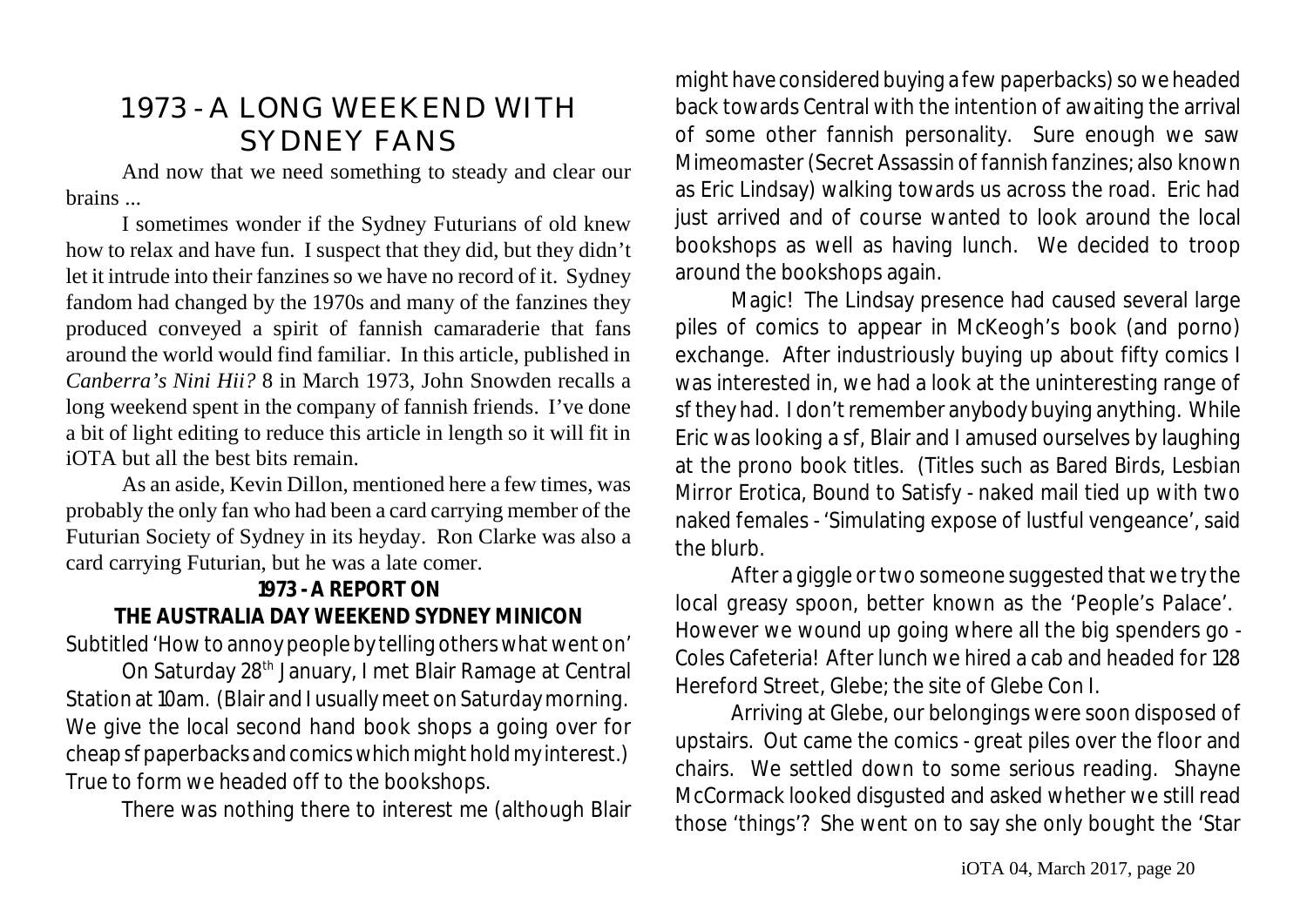# 1973 - A LONG WEEKEND WITH SYDNEY FANS

And now that we need something to steady and clear our brains ...

I sometimes wonder if the Sydney Futurians of old knew how to relax and have fun. I suspect that they did, but they didn't let it intrude into their fanzines so we have no record of it. Sydney fandom had changed by the 1970s and many of the fanzines they produced conveyed a spirit of fannish camaraderie that fans around the world would find familiar. In this article, published in *Canberra's Nini Hii?* 8 in March 1973, John Snowden recalls a long weekend spent in the company of fannish friends. I've done a bit of light editing to reduce this article in length so it will fit in iOTA but all the best bits remain.

As an aside, Kevin Dillon, mentioned here a few times, was probably the only fan who had been a card carrying member of the Futurian Society of Sydney in its heyday. Ron Clarke was also a card carrying Futurian, but he was a late comer.

**1973 - A REPORT ON THE AUSTRALIA DAY WEEKEND SYDNEY MINICON**

Subtitled 'How to annoy people by telling others what went on'

On Saturday 28th January, I met Blair Ramage at Central Station at 10am. (Blair and I usually meet on Saturday morning. We give the local second hand book shops a going over for cheap sf paperbacks and comics which might hold my interest.) True to form we headed off to the bookshops.

There was nothing there to interest me (although Blair might have considered buying a few paperbacks) so we headed back towards Central with the intention of awaiting the arrival of some other fannish personality. Sure enough we saw Mimeomaster (Secret Assassin of fannish fanzines; also known as Eric Lindsay) walking towards us across the road. Eric had just arrived and of course wanted to look around the local bookshops as well as having lunch. We decided to troop around the bookshops again.

Magic! The Lindsay presence had caused several large piles of comics to appear in McKeogh's book (and porno) exchange. After industriously buying up about fifty comics I was interested in, we had a look at the uninteresting range of sf they had. I don't remember anybody buying anything. While Eric was looking a sf, Blair and I amused ourselves by laughing at the prono book titles. (Titles such as Bared Birds, Lesbian Mirror Erotica, Bound to Satisfy - naked mail tied up with two naked females - 'Simulating expose of lustful vengeance', said the blurb.

After a giggle or two someone suggested that we try the local greasy spoon, better known as the 'People's Palace'. However we wound up going where all the big spenders go - Coles Cafeteria! After lunch we hired a cab and headed for 128 Hereford Street, Glebe; the site of Glebe Con I.

Arriving at Glebe, our belongings were soon disposed of upstairs. Out came the comics - great piles over the floor and chairs. We settled down to some serious reading. Shayne McCormack looked disgusted and asked whether we still read those 'things'? She went on to say she only bought the 'Star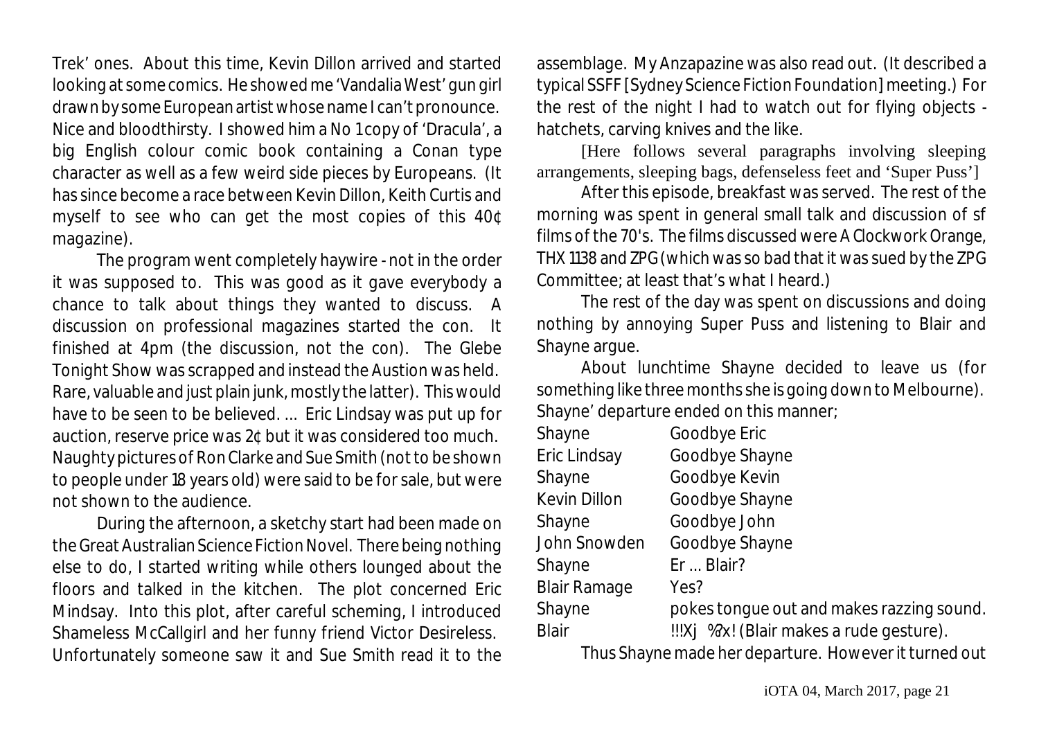Trek' ones. About this time, Kevin Dillon arrived and started looking at some comics. He showed me 'Vandalia West' gun girl drawn by some European artist whose name I can't pronounce. Nice and bloodthirsty. I showed him a No 1 copy of 'Dracula', a big English colour comic book containing a Conan type character as well as a few weird side pieces by Europeans. (It has since become a race between Kevin Dillon, Keith Curtis and myself to see who can get the most copies of this 40¢ magazine).

The program went completely haywire - not in the order it was supposed to. This was good as it gave everybody a chance to talk about things they wanted to discuss. A discussion on professional magazines started the con. It finished at 4pm (the discussion, not the con). The Glebe Tonight Show was scrapped and instead the Austion was held. Rare, valuable and just plain junk, mostly the latter). This would have to be seen to be believed. ... Eric Lindsay was put up for auction, reserve price was 2¢ but it was considered too much. Naughty pictures of Ron Clarke and Sue Smith (not to be shown to people under 18 years old) were said to be for sale, but were not shown to the audience.

During the afternoon, a sketchy start had been made on the Great Australian Science Fiction Novel. There being nothing else to do, I started writing while others lounged about the floors and talked in the kitchen. The plot concerned Eric Mindsay. Into this plot, after careful scheming, I introduced Shameless McCallgirl and her funny friend Victor Desireless. Unfortunately someone saw it and Sue Smith read it to the assemblage. My Anzapazine was also read out. (It described a typical SSFF [Sydney Science Fiction Foundation] meeting.) For the rest of the night I had to watch out for flying objects - hatchets, carving knives and the like.

[Here follows several paragraphs involving sleeping arrangements, sleeping bags, defenseless feet and 'Super Puss']

After this episode, breakfast was served. The rest of the morning was spent in general small talk and discussion of sf films of the 70's. The films discussed were A Clockwork Orange, THX 1138 and ZPG (which was so bad that it was sued by the ZPG Committee; at least that's what I heard.)

The rest of the day was spent on discussions and doing nothing by annoying Super Puss and listening to Blair and Shayne argue.

About lunchtime Shayne decided to leave us (for something like three months she is going down to Melbourne). Shayne' departure ended on this manner;

| | |
|---|---|
| Shayne | Goodbye Eric |
| Eric Lindsay | Goodbye Shayne |
| Shayne | Goodbye Kevin |
| Kevin Dillon | Goodbye Shayne |
| Shayne | Goodbye John |
| John Snowden | Goodbye Shayne |
| Shayne | Er ... Blair? |
| Blair Ramage | Yes? |
| Shayne | pokes tongue out and makes razzing sound. |
| Blair | !!!Xj %?x! (Blair makes a rude gesture). |

Thus Shayne made her departure. However it turned out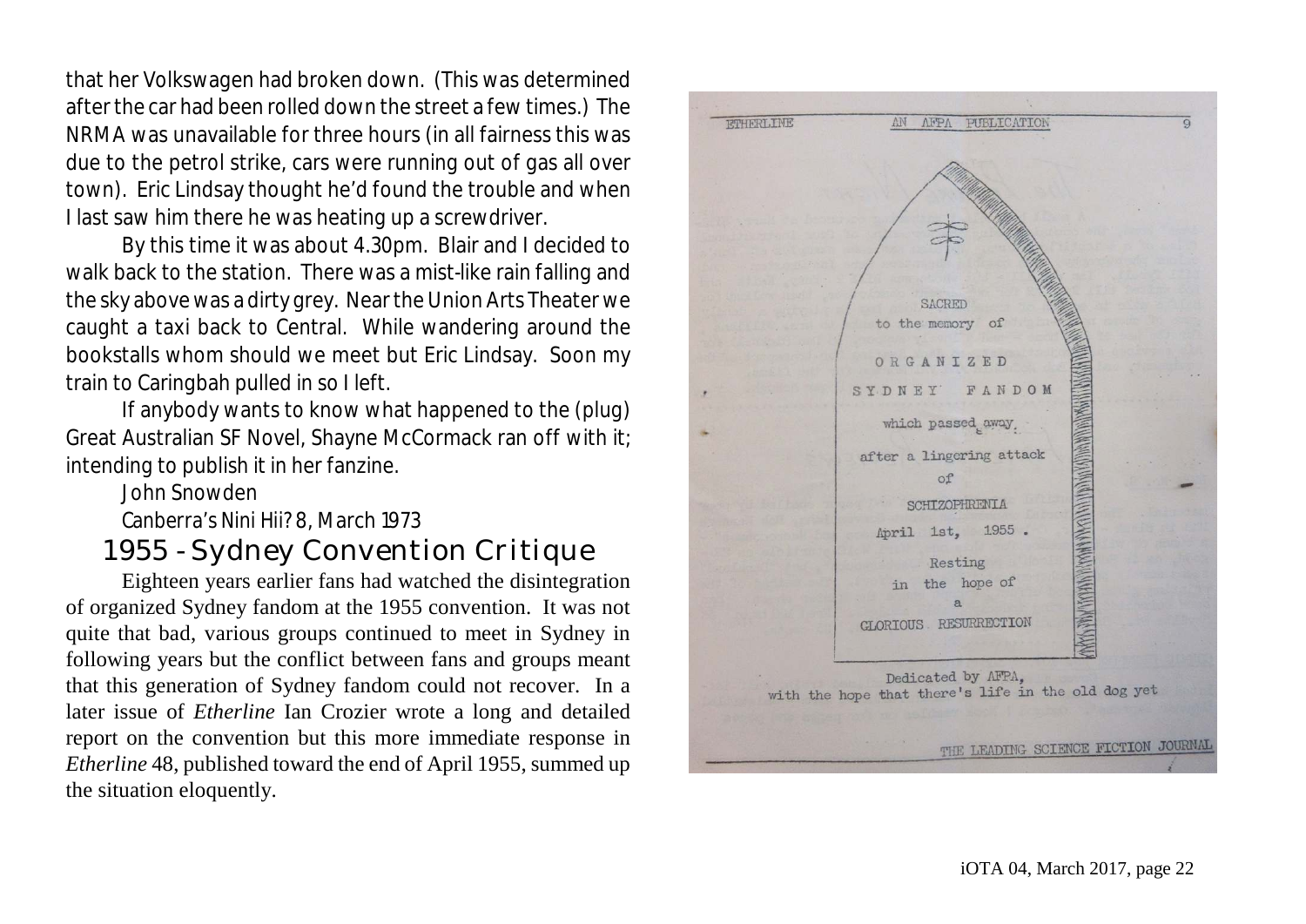that her Volkswagen had broken down. (This was determined after the car had been rolled down the street a few times.) The NRMA was unavailable for three hours (in all fairness this was due to the petrol strike, cars were running out of gas all over town). Eric Lindsay thought he'd found the trouble and when I last saw him there he was heating up a screwdriver.

By this time it was about 4.30pm. Blair and I decided to walk back to the station. There was a mist-like rain falling and the sky above was a dirty grey. Near the Union Arts Theater we caught a taxi back to Central. While wandering around the bookstalls whom should we meet but Eric Lindsay. Soon my train to Caringbah pulled in so I left.

If anybody wants to know what happened to the (plug) Great Australian SF Novel, Shayne McCormack ran off with it; intending to publish it in her fanzine.

John Snowden

Canberra's Nini Hii? 8, March 1973

## 1955 - Sydney Convention Critique

Eighteen years earlier fans had watched the disintegration of organized Sydney fandom at the 1955 convention. It was not quite that bad, various groups continued to meet in Sydney in following years but the conflict between fans and groups meant that this generation of Sydney fandom could not recover. In a later issue of *Etherline* Ian Crozier wrote a long and detailed report on the convention but this more immediate response in *Etherline* 48, published toward the end of April 1955, summed up the situation eloquently.

ETHERLINE AN AFPA PUBLICATION 9

SACRED
to the memory of
ORGANIZED
SYDNEY FANDOM
which passed away
after a lingering attack
of
SCHIZOPHRENIA
April 1st, 1955.
Resting
in the hope of
a
GLORIOUS RESURRECTION

Dedicated by AFPA,
with the hope that there's life in the old dog yet

THE LEADING SCIENCE FICTION JOURNAL